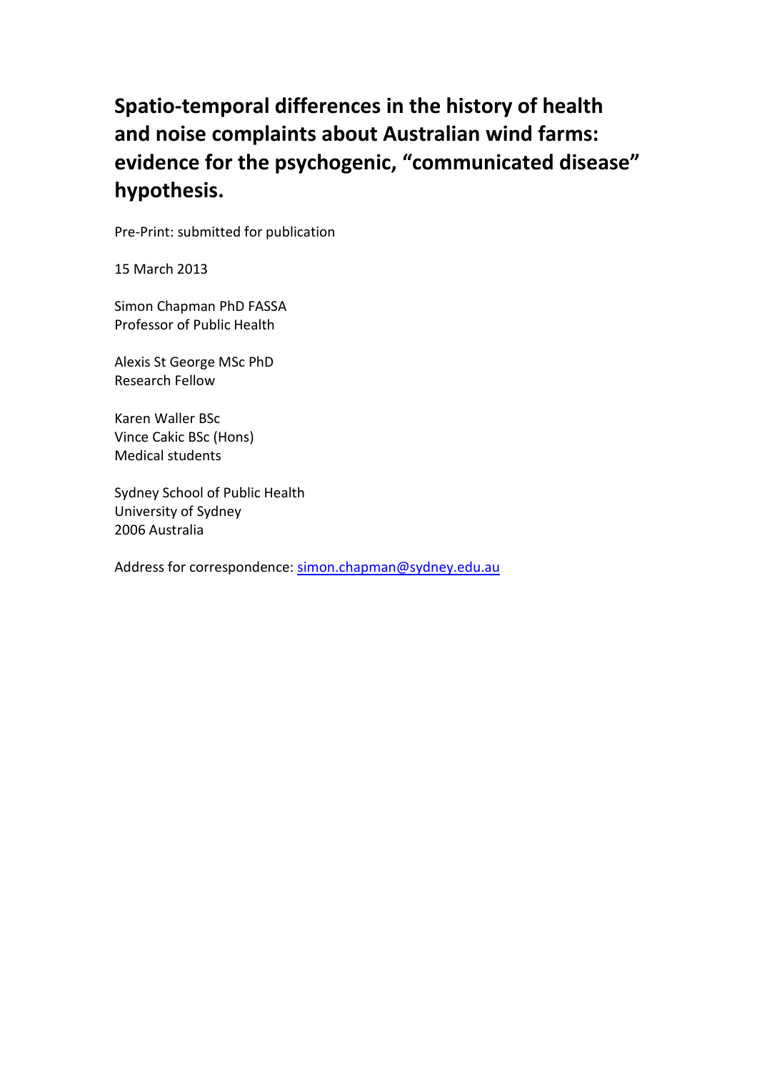# Spatio-temporal differences in the history of health and noise complaints about Australian wind farms: evidence for the psychogenic, "communicated disease" hypothesis.

Pre-Print: submitted for publication

15 March 2013

Simon Chapman PhD FASSA
Professor of Public Health

Alexis St George MSc PhD
Research Fellow

Karen Waller BSc
Vince Cakic BSc (Hons)
Medical students

Sydney School of Public Health
University of Sydney
2006 Australia

Address for correspondence: simon.chapman@sydney.edu.au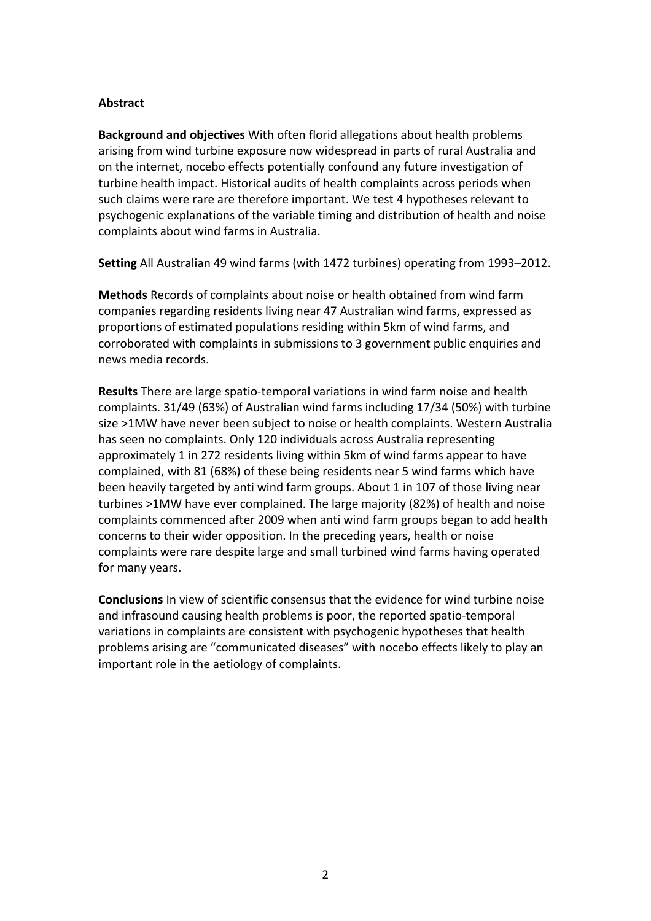**Abstract**

**Background and objectives** With often florid allegations about health problems arising from wind turbine exposure now widespread in parts of rural Australia and on the internet, nocebo effects potentially confound any future investigation of turbine health impact. Historical audits of health complaints across periods when such claims were rare are therefore important. We test 4 hypotheses relevant to psychogenic explanations of the variable timing and distribution of health and noise complaints about wind farms in Australia.

**Setting** All Australian 49 wind farms (with 1472 turbines) operating from 1993–2012.

**Methods** Records of complaints about noise or health obtained from wind farm companies regarding residents living near 47 Australian wind farms, expressed as proportions of estimated populations residing within 5km of wind farms, and corroborated with complaints in submissions to 3 government public enquiries and news media records.

**Results** There are large spatio-temporal variations in wind farm noise and health complaints. 31/49 (63%) of Australian wind farms including 17/34 (50%) with turbine size >1MW have never been subject to noise or health complaints. Western Australia has seen no complaints. Only 120 individuals across Australia representing approximately 1 in 272 residents living within 5km of wind farms appear to have complained, with 81 (68%) of these being residents near 5 wind farms which have been heavily targeted by anti wind farm groups. About 1 in 107 of those living near turbines >1MW have ever complained. The large majority (82%) of health and noise complaints commenced after 2009 when anti wind farm groups began to add health concerns to their wider opposition. In the preceding years, health or noise complaints were rare despite large and small turbined wind farms having operated for many years.

**Conclusions** In view of scientific consensus that the evidence for wind turbine noise and infrasound causing health problems is poor, the reported spatio-temporal variations in complaints are consistent with psychogenic hypotheses that health problems arising are "communicated diseases" with nocebo effects likely to play an important role in the aetiology of complaints.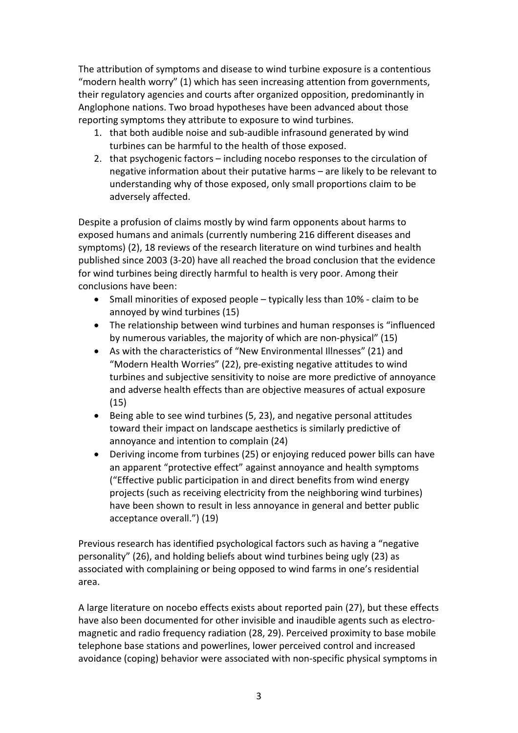The attribution of symptoms and disease to wind turbine exposure is a contentious "modern health worry" (1) which has seen increasing attention from governments, their regulatory agencies and courts after organized opposition, predominantly in Anglophone nations. Two broad hypotheses have been advanced about those reporting symptoms they attribute to exposure to wind turbines.

1. that both audible noise and sub-audible infrasound generated by wind turbines can be harmful to the health of those exposed.
2. that psychogenic factors – including nocebo responses to the circulation of negative information about their putative harms – are likely to be relevant to understanding why of those exposed, only small proportions claim to be adversely affected.

Despite a profusion of claims mostly by wind farm opponents about harms to exposed humans and animals (currently numbering 216 different diseases and symptoms) (2), 18 reviews of the research literature on wind turbines and health published since 2003 (3-20) have all reached the broad conclusion that the evidence for wind turbines being directly harmful to health is very poor. Among their conclusions have been:

- Small minorities of exposed people – typically less than 10% - claim to be annoyed by wind turbines (15)
- The relationship between wind turbines and human responses is "influenced by numerous variables, the majority of which are non-physical" (15)
- As with the characteristics of "New Environmental Illnesses" (21) and "Modern Health Worries" (22), pre-existing negative attitudes to wind turbines and subjective sensitivity to noise are more predictive of annoyance and adverse health effects than are objective measures of actual exposure (15)
- Being able to see wind turbines (5, 23), and negative personal attitudes toward their impact on landscape aesthetics is similarly predictive of annoyance and intention to complain (24)
- Deriving income from turbines (25) or enjoying reduced power bills can have an apparent "protective effect" against annoyance and health symptoms ("Effective public participation in and direct benefits from wind energy projects (such as receiving electricity from the neighboring wind turbines) have been shown to result in less annoyance in general and better public acceptance overall.") (19)

Previous research has identified psychological factors such as having a "negative personality" (26), and holding beliefs about wind turbines being ugly (23) as associated with complaining or being opposed to wind farms in one's residential area.

A large literature on nocebo effects exists about reported pain (27), but these effects have also been documented for other invisible and inaudible agents such as electro-magnetic and radio frequency radiation (28, 29). Perceived proximity to base mobile telephone base stations and powerlines, lower perceived control and increased avoidance (coping) behavior were associated with non-specific physical symptoms in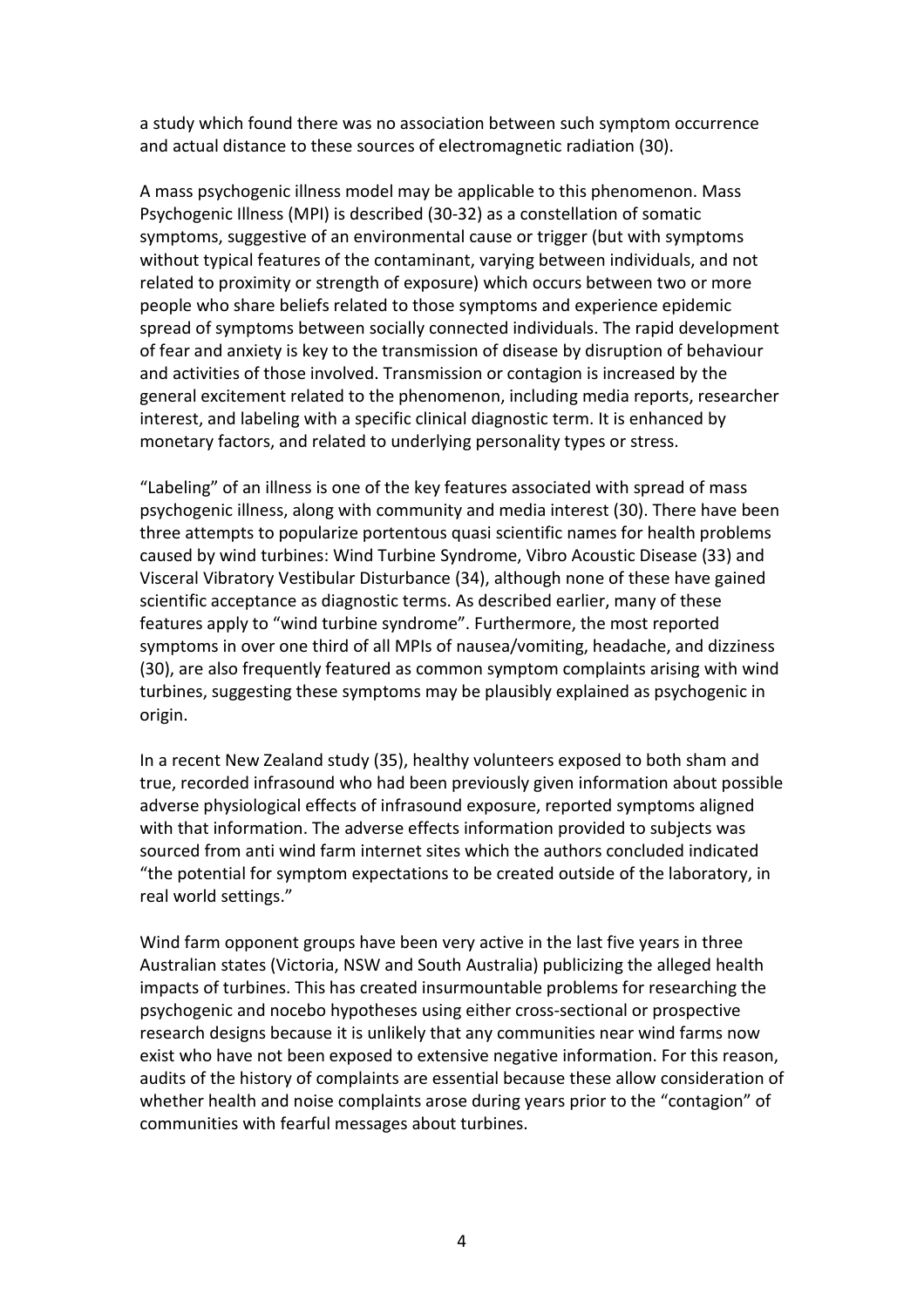a study which found there was no association between such symptom occurrence and actual distance to these sources of electromagnetic radiation (30).

A mass psychogenic illness model may be applicable to this phenomenon. Mass Psychogenic Illness (MPI) is described (30-32) as a constellation of somatic symptoms, suggestive of an environmental cause or trigger (but with symptoms without typical features of the contaminant, varying between individuals, and not related to proximity or strength of exposure) which occurs between two or more people who share beliefs related to those symptoms and experience epidemic spread of symptoms between socially connected individuals. The rapid development of fear and anxiety is key to the transmission of disease by disruption of behaviour and activities of those involved. Transmission or contagion is increased by the general excitement related to the phenomenon, including media reports, researcher interest, and labeling with a specific clinical diagnostic term. It is enhanced by monetary factors, and related to underlying personality types or stress.

"Labeling" of an illness is one of the key features associated with spread of mass psychogenic illness, along with community and media interest (30). There have been three attempts to popularize portentous quasi scientific names for health problems caused by wind turbines: Wind Turbine Syndrome, Vibro Acoustic Disease (33) and Visceral Vibratory Vestibular Disturbance (34), although none of these have gained scientific acceptance as diagnostic terms. As described earlier, many of these features apply to "wind turbine syndrome". Furthermore, the most reported symptoms in over one third of all MPIs of nausea/vomiting, headache, and dizziness (30), are also frequently featured as common symptom complaints arising with wind turbines, suggesting these symptoms may be plausibly explained as psychogenic in origin.

In a recent New Zealand study (35), healthy volunteers exposed to both sham and true, recorded infrasound who had been previously given information about possible adverse physiological effects of infrasound exposure, reported symptoms aligned with that information. The adverse effects information provided to subjects was sourced from anti wind farm internet sites which the authors concluded indicated "the potential for symptom expectations to be created outside of the laboratory, in real world settings."

Wind farm opponent groups have been very active in the last five years in three Australian states (Victoria, NSW and South Australia) publicizing the alleged health impacts of turbines. This has created insurmountable problems for researching the psychogenic and nocebo hypotheses using either cross-sectional or prospective research designs because it is unlikely that any communities near wind farms now exist who have not been exposed to extensive negative information. For this reason, audits of the history of complaints are essential because these allow consideration of whether health and noise complaints arose during years prior to the "contagion" of communities with fearful messages about turbines.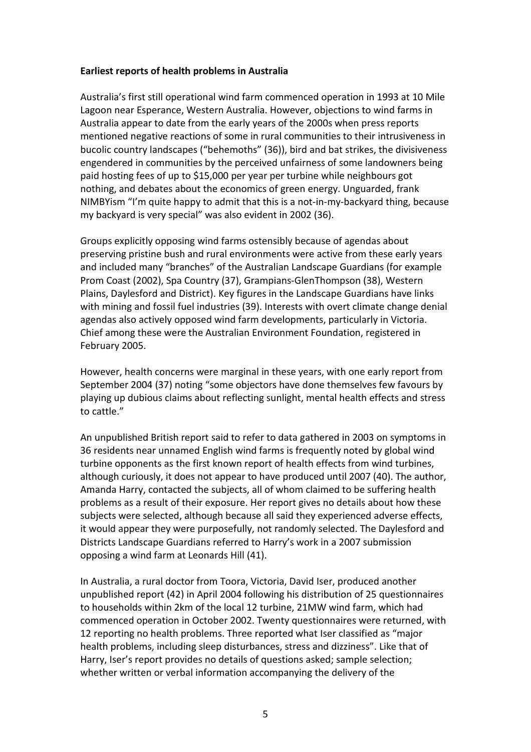**Earliest reports of health problems in Australia**

Australia's first still operational wind farm commenced operation in 1993 at 10 Mile Lagoon near Esperance, Western Australia. However, objections to wind farms in Australia appear to date from the early years of the 2000s when press reports mentioned negative reactions of some in rural communities to their intrusiveness in bucolic country landscapes ("behemoths" (36)), bird and bat strikes, the divisiveness engendered in communities by the perceived unfairness of some landowners being paid hosting fees of up to $15,000 per year per turbine while neighbours got nothing, and debates about the economics of green energy. Unguarded, frank NIMBYism "I'm quite happy to admit that this is a not-in-my-backyard thing, because my backyard is very special" was also evident in 2002 (36).

Groups explicitly opposing wind farms ostensibly because of agendas about preserving pristine bush and rural environments were active from these early years and included many "branches" of the Australian Landscape Guardians (for example Prom Coast (2002), Spa Country (37), Grampians-GlenThompson (38), Western Plains, Daylesford and District). Key figures in the Landscape Guardians have links with mining and fossil fuel industries (39). Interests with overt climate change denial agendas also actively opposed wind farm developments, particularly in Victoria. Chief among these were the Australian Environment Foundation, registered in February 2005.

However, health concerns were marginal in these years, with one early report from September 2004 (37) noting "some objectors have done themselves few favours by playing up dubious claims about reflecting sunlight, mental health effects and stress to cattle."

An unpublished British report said to refer to data gathered in 2003 on symptoms in 36 residents near unnamed English wind farms is frequently noted by global wind turbine opponents as the first known report of health effects from wind turbines, although curiously, it does not appear to have produced until 2007 (40). The author, Amanda Harry, contacted the subjects, all of whom claimed to be suffering health problems as a result of their exposure. Her report gives no details about how these subjects were selected, although because all said they experienced adverse effects, it would appear they were purposefully, not randomly selected. The Daylesford and Districts Landscape Guardians referred to Harry's work in a 2007 submission opposing a wind farm at Leonards Hill (41).

In Australia, a rural doctor from Toora, Victoria, David Iser, produced another unpublished report (42) in April 2004 following his distribution of 25 questionnaires to households within 2km of the local 12 turbine, 21MW wind farm, which had commenced operation in October 2002. Twenty questionnaires were returned, with 12 reporting no health problems. Three reported what Iser classified as "major health problems, including sleep disturbances, stress and dizziness". Like that of Harry, Iser's report provides no details of questions asked; sample selection; whether written or verbal information accompanying the delivery of the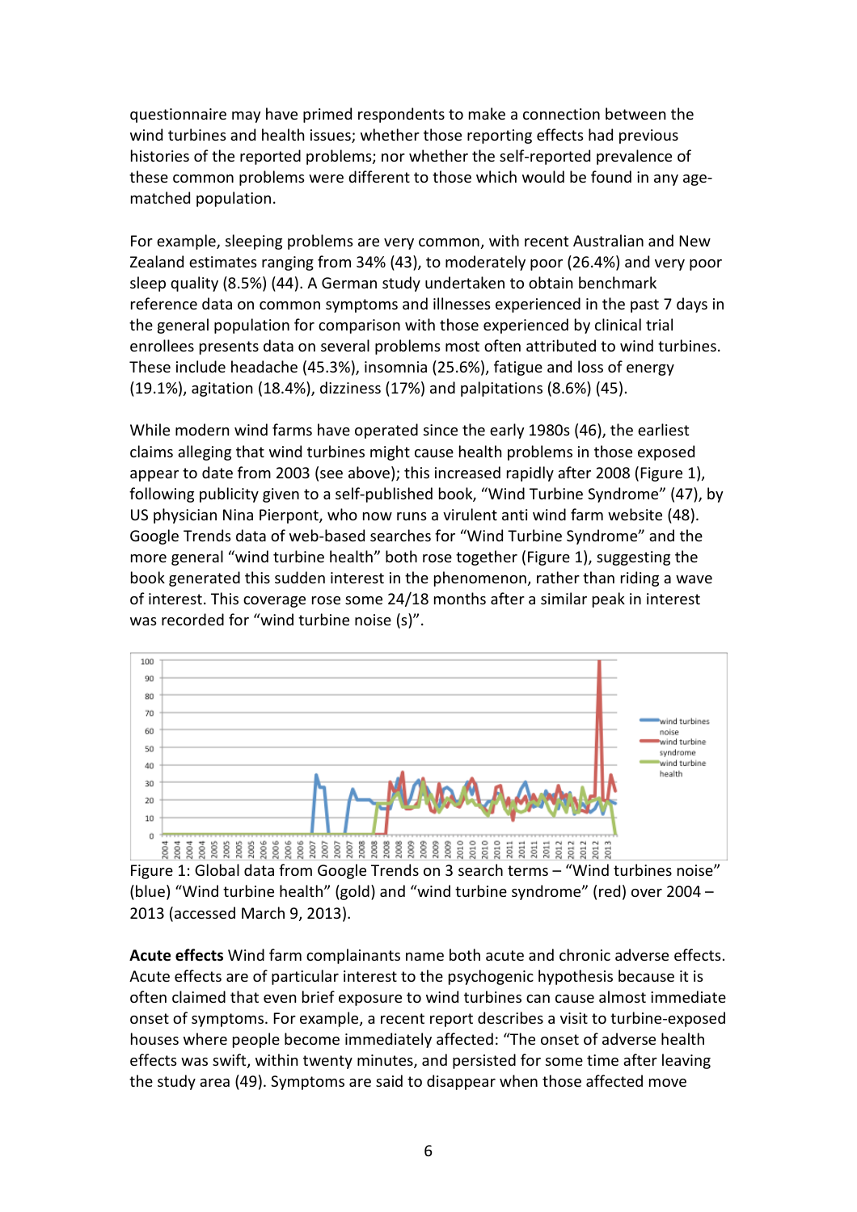questionnaire may have primed respondents to make a connection between the wind turbines and health issues; whether those reporting effects had previous histories of the reported problems; nor whether the self-reported prevalence of these common problems were different to those which would be found in any age-matched population.

For example, sleeping problems are very common, with recent Australian and New Zealand estimates ranging from 34% (43), to moderately poor (26.4%) and very poor sleep quality (8.5%) (44). A German study undertaken to obtain benchmark reference data on common symptoms and illnesses experienced in the past 7 days in the general population for comparison with those experienced by clinical trial enrollees presents data on several problems most often attributed to wind turbines. These include headache (45.3%), insomnia (25.6%), fatigue and loss of energy (19.1%), agitation (18.4%), dizziness (17%) and palpitations (8.6%) (45).

While modern wind farms have operated since the early 1980s (46), the earliest claims alleging that wind turbines might cause health problems in those exposed appear to date from 2003 (see above); this increased rapidly after 2008 (Figure 1), following publicity given to a self-published book, "Wind Turbine Syndrome" (47), by US physician Nina Pierpont, who now runs a virulent anti wind farm website (48). Google Trends data of web-based searches for "Wind Turbine Syndrome" and the more general "wind turbine health" both rose together (Figure 1), suggesting the book generated this sudden interest in the phenomenon, rather than riding a wave of interest. This coverage rose some 24/18 months after a similar peak in interest was recorded for "wind turbine noise (s)".

Figure 1: Global data from Google Trends on 3 search terms – "Wind turbines noise" (blue) "Wind turbine health" (gold) and "wind turbine syndrome" (red) over 2004 – 2013 (accessed March 9, 2013).

**Acute effects** Wind farm complainants name both acute and chronic adverse effects. Acute effects are of particular interest to the psychogenic hypothesis because it is often claimed that even brief exposure to wind turbines can cause almost immediate onset of symptoms. For example, a recent report describes a visit to turbine-exposed houses where people become immediately affected: "The onset of adverse health effects was swift, within twenty minutes, and persisted for some time after leaving the study area (49). Symptoms are said to disappear when those affected move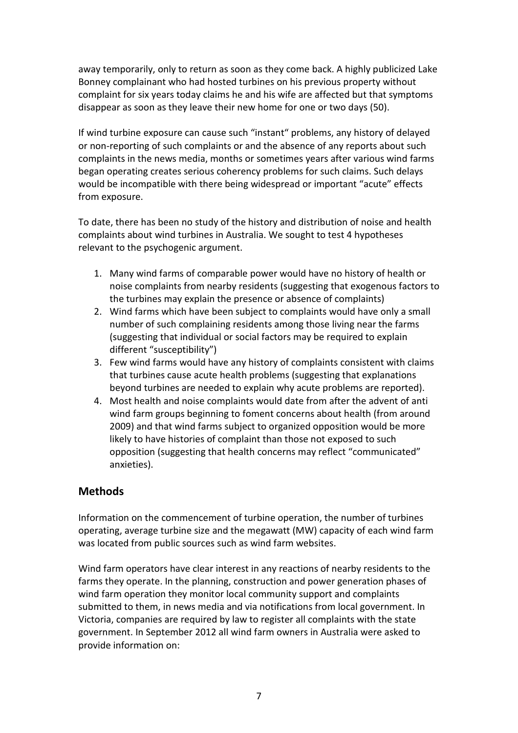away temporarily, only to return as soon as they come back. A highly publicized Lake Bonney complainant who had hosted turbines on his previous property without complaint for six years today claims he and his wife are affected but that symptoms disappear as soon as they leave their new home for one or two days (50).

If wind turbine exposure can cause such "instant" problems, any history of delayed or non-reporting of such complaints or and the absence of any reports about such complaints in the news media, months or sometimes years after various wind farms began operating creates serious coherency problems for such claims. Such delays would be incompatible with there being widespread or important "acute" effects from exposure.

To date, there has been no study of the history and distribution of noise and health complaints about wind turbines in Australia. We sought to test 4 hypotheses relevant to the psychogenic argument.

1. Many wind farms of comparable power would have no history of health or noise complaints from nearby residents (suggesting that exogenous factors to the turbines may explain the presence or absence of complaints)
2. Wind farms which have been subject to complaints would have only a small number of such complaining residents among those living near the farms (suggesting that individual or social factors may be required to explain different "susceptibility")
3. Few wind farms would have any history of complaints consistent with claims that turbines cause acute health problems (suggesting that explanations beyond turbines are needed to explain why acute problems are reported).
4. Most health and noise complaints would date from after the advent of anti wind farm groups beginning to foment concerns about health (from around 2009) and that wind farms subject to organized opposition would be more likely to have histories of complaint than those not exposed to such opposition (suggesting that health concerns may reflect "communicated" anxieties).

## Methods

Information on the commencement of turbine operation, the number of turbines operating, average turbine size and the megawatt (MW) capacity of each wind farm was located from public sources such as wind farm websites.

Wind farm operators have clear interest in any reactions of nearby residents to the farms they operate. In the planning, construction and power generation phases of wind farm operation they monitor local community support and complaints submitted to them, in news media and via notifications from local government. In Victoria, companies are required by law to register all complaints with the state government. In September 2012 all wind farm owners in Australia were asked to provide information on: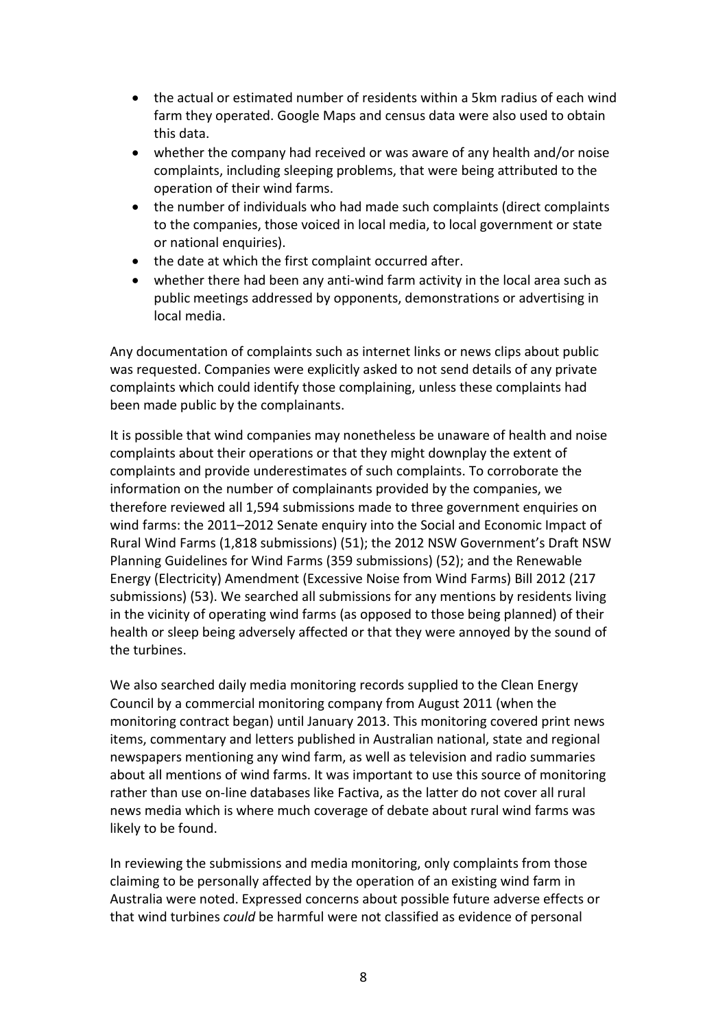- the actual or estimated number of residents within a 5km radius of each wind farm they operated. Google Maps and census data were also used to obtain this data.
- whether the company had received or was aware of any health and/or noise complaints, including sleeping problems, that were being attributed to the operation of their wind farms.
- the number of individuals who had made such complaints (direct complaints to the companies, those voiced in local media, to local government or state or national enquiries).
- the date at which the first complaint occurred after.
- whether there had been any anti-wind farm activity in the local area such as public meetings addressed by opponents, demonstrations or advertising in local media.

Any documentation of complaints such as internet links or news clips about public was requested. Companies were explicitly asked to not send details of any private complaints which could identify those complaining, unless these complaints had been made public by the complainants.

It is possible that wind companies may nonetheless be unaware of health and noise complaints about their operations or that they might downplay the extent of complaints and provide underestimates of such complaints. To corroborate the information on the number of complainants provided by the companies, we therefore reviewed all 1,594 submissions made to three government enquiries on wind farms: the 2011–2012 Senate enquiry into the Social and Economic Impact of Rural Wind Farms (1,818 submissions) (51); the 2012 NSW Government's Draft NSW Planning Guidelines for Wind Farms (359 submissions) (52); and the Renewable Energy (Electricity) Amendment (Excessive Noise from Wind Farms) Bill 2012 (217 submissions) (53). We searched all submissions for any mentions by residents living in the vicinity of operating wind farms (as opposed to those being planned) of their health or sleep being adversely affected or that they were annoyed by the sound of the turbines.

We also searched daily media monitoring records supplied to the Clean Energy Council by a commercial monitoring company from August 2011 (when the monitoring contract began) until January 2013. This monitoring covered print news items, commentary and letters published in Australian national, state and regional newspapers mentioning any wind farm, as well as television and radio summaries about all mentions of wind farms. It was important to use this source of monitoring rather than use on-line databases like Factiva, as the latter do not cover all rural news media which is where much coverage of debate about rural wind farms was likely to be found.

In reviewing the submissions and media monitoring, only complaints from those claiming to be personally affected by the operation of an existing wind farm in Australia were noted. Expressed concerns about possible future adverse effects or that wind turbines *could* be harmful were not classified as evidence of personal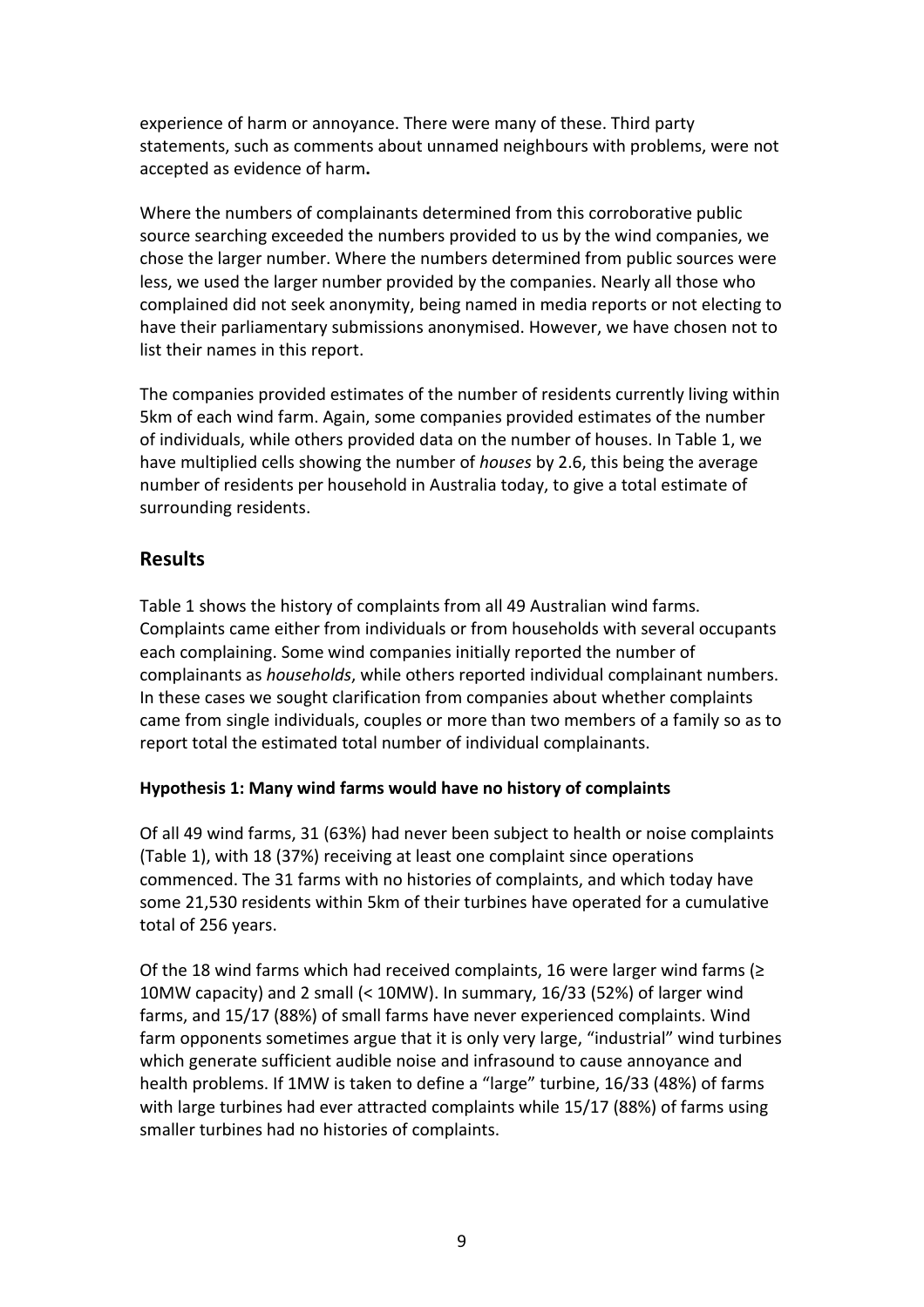experience of harm or annoyance. There were many of these. Third party statements, such as comments about unnamed neighbours with problems, were not accepted as evidence of harm**.**

Where the numbers of complainants determined from this corroborative public source searching exceeded the numbers provided to us by the wind companies, we chose the larger number. Where the numbers determined from public sources were less, we used the larger number provided by the companies. Nearly all those who complained did not seek anonymity, being named in media reports or not electing to have their parliamentary submissions anonymised. However, we have chosen not to list their names in this report.

The companies provided estimates of the number of residents currently living within 5km of each wind farm. Again, some companies provided estimates of the number of individuals, while others provided data on the number of houses. In Table 1, we have multiplied cells showing the number of *houses* by 2.6, this being the average number of residents per household in Australia today, to give a total estimate of surrounding residents.

## Results

Table 1 shows the history of complaints from all 49 Australian wind farms. Complaints came either from individuals or from households with several occupants each complaining. Some wind companies initially reported the number of complainants as *households*, while others reported individual complainant numbers. In these cases we sought clarification from companies about whether complaints came from single individuals, couples or more than two members of a family so as to report total the estimated total number of individual complainants.

**Hypothesis 1: Many wind farms would have no history of complaints**

Of all 49 wind farms, 31 (63%) had never been subject to health or noise complaints (Table 1), with 18 (37%) receiving at least one complaint since operations commenced. The 31 farms with no histories of complaints, and which today have some 21,530 residents within 5km of their turbines have operated for a cumulative total of 256 years.

Of the 18 wind farms which had received complaints, 16 were larger wind farms (≥ 10MW capacity) and 2 small (< 10MW). In summary, 16/33 (52%) of larger wind farms, and 15/17 (88%) of small farms have never experienced complaints. Wind farm opponents sometimes argue that it is only very large, "industrial" wind turbines which generate sufficient audible noise and infrasound to cause annoyance and health problems. If 1MW is taken to define a "large" turbine, 16/33 (48%) of farms with large turbines had ever attracted complaints while 15/17 (88%) of farms using smaller turbines had no histories of complaints.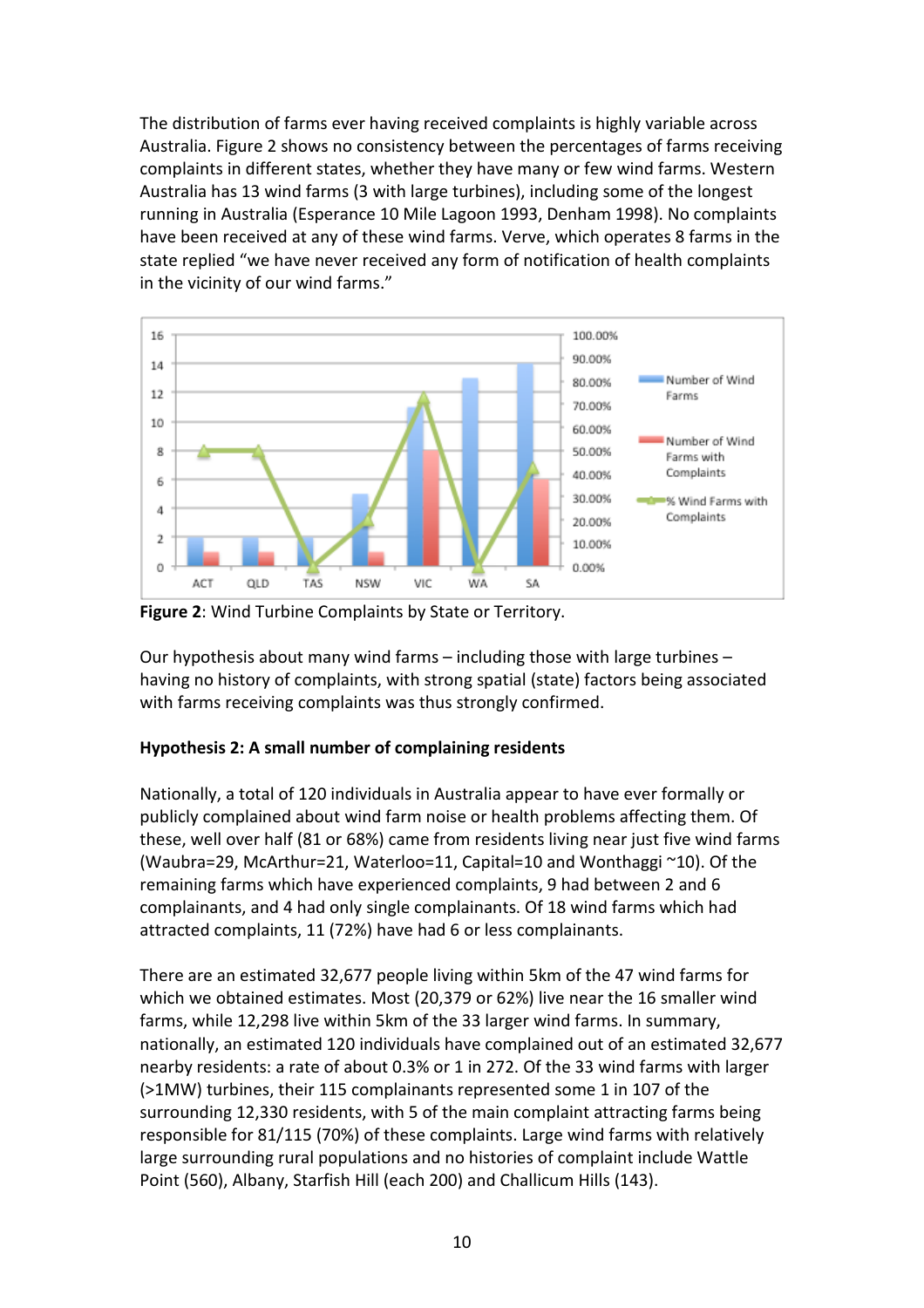The distribution of farms ever having received complaints is highly variable across Australia. Figure 2 shows no consistency between the percentages of farms receiving complaints in different states, whether they have many or few wind farms. Western Australia has 13 wind farms (3 with large turbines), including some of the longest running in Australia (Esperance 10 Mile Lagoon 1993, Denham 1998). No complaints have been received at any of these wind farms. Verve, which operates 8 farms in the state replied "we have never received any form of notification of health complaints in the vicinity of our wind farms."

**Figure 2**: Wind Turbine Complaints by State or Territory.

Our hypothesis about many wind farms – including those with large turbines – having no history of complaints, with strong spatial (state) factors being associated with farms receiving complaints was thus strongly confirmed.

**Hypothesis 2: A small number of complaining residents**

Nationally, a total of 120 individuals in Australia appear to have ever formally or publicly complained about wind farm noise or health problems affecting them. Of these, well over half (81 or 68%) came from residents living near just five wind farms (Waubra=29, McArthur=21, Waterloo=11, Capital=10 and Wonthaggi ~10). Of the remaining farms which have experienced complaints, 9 had between 2 and 6 complainants, and 4 had only single complainants. Of 18 wind farms which had attracted complaints, 11 (72%) have had 6 or less complainants.

There are an estimated 32,677 people living within 5km of the 47 wind farms for which we obtained estimates. Most (20,379 or 62%) live near the 16 smaller wind farms, while 12,298 live within 5km of the 33 larger wind farms. In summary, nationally, an estimated 120 individuals have complained out of an estimated 32,677 nearby residents: a rate of about 0.3% or 1 in 272. Of the 33 wind farms with larger (>1MW) turbines, their 115 complainants represented some 1 in 107 of the surrounding 12,330 residents, with 5 of the main complaint attracting farms being responsible for 81/115 (70%) of these complaints. Large wind farms with relatively large surrounding rural populations and no histories of complaint include Wattle Point (560), Albany, Starfish Hill (each 200) and Challicum Hills (143).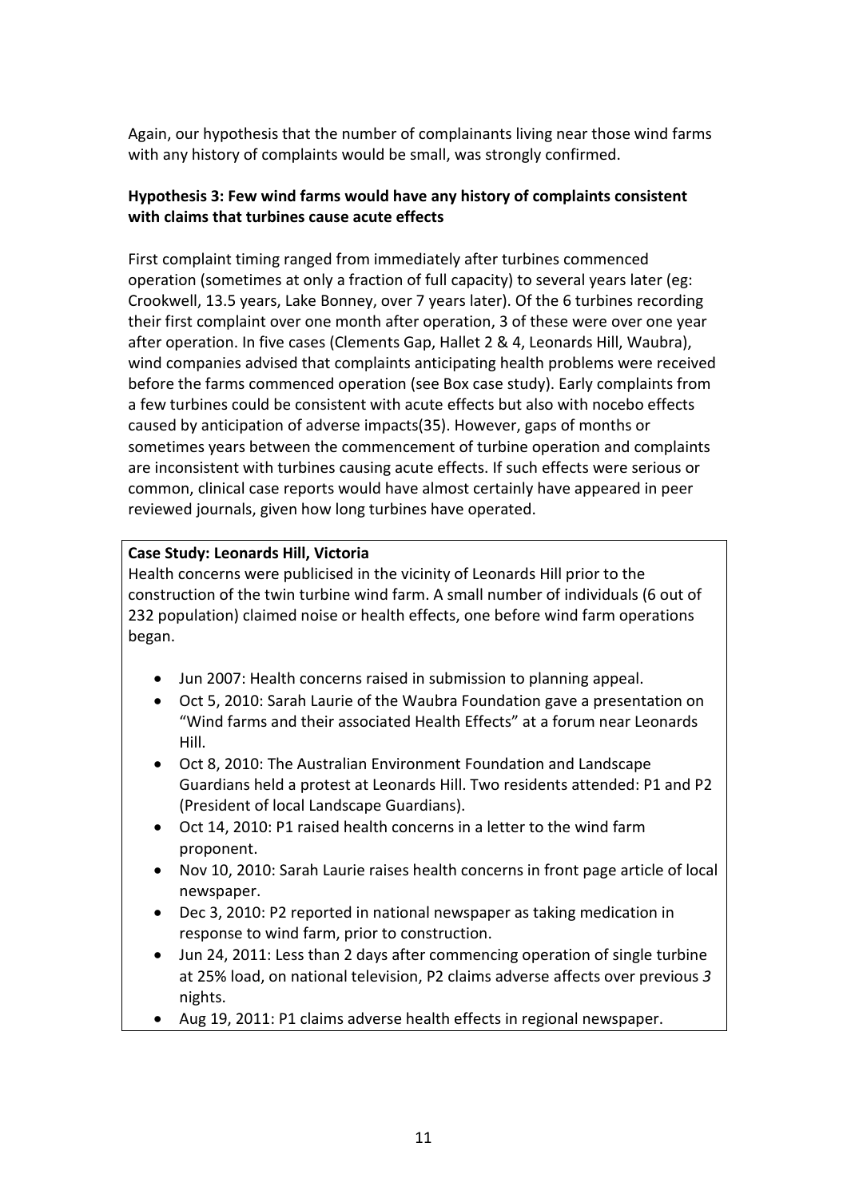Again, our hypothesis that the number of complainants living near those wind farms with any history of complaints would be small, was strongly confirmed.

**Hypothesis 3: Few wind farms would have any history of complaints consistent with claims that turbines cause acute effects**

First complaint timing ranged from immediately after turbines commenced operation (sometimes at only a fraction of full capacity) to several years later (eg: Crookwell, 13.5 years, Lake Bonney, over 7 years later). Of the 6 turbines recording their first complaint over one month after operation, 3 of these were over one year after operation. In five cases (Clements Gap, Hallet 2 & 4, Leonards Hill, Waubra), wind companies advised that complaints anticipating health problems were received before the farms commenced operation (see Box case study). Early complaints from a few turbines could be consistent with acute effects but also with nocebo effects caused by anticipation of adverse impacts(35). However, gaps of months or sometimes years between the commencement of turbine operation and complaints are inconsistent with turbines causing acute effects. If such effects were serious or common, clinical case reports would have almost certainly have appeared in peer reviewed journals, given how long turbines have operated.

**Case Study: Leonards Hill, Victoria**

Health concerns were publicised in the vicinity of Leonards Hill prior to the construction of the twin turbine wind farm. A small number of individuals (6 out of 232 population) claimed noise or health effects, one before wind farm operations began.

- Jun 2007: Health concerns raised in submission to planning appeal.
- Oct 5, 2010: Sarah Laurie of the Waubra Foundation gave a presentation on "Wind farms and their associated Health Effects" at a forum near Leonards Hill.
- Oct 8, 2010: The Australian Environment Foundation and Landscape Guardians held a protest at Leonards Hill. Two residents attended: P1 and P2 (President of local Landscape Guardians).
- Oct 14, 2010: P1 raised health concerns in a letter to the wind farm proponent.
- Nov 10, 2010: Sarah Laurie raises health concerns in front page article of local newspaper.
- Dec 3, 2010: P2 reported in national newspaper as taking medication in response to wind farm, prior to construction.
- Jun 24, 2011: Less than 2 days after commencing operation of single turbine at 25% load, on national television, P2 claims adverse affects over previous *3* nights.
- Aug 19, 2011: P1 claims adverse health effects in regional newspaper.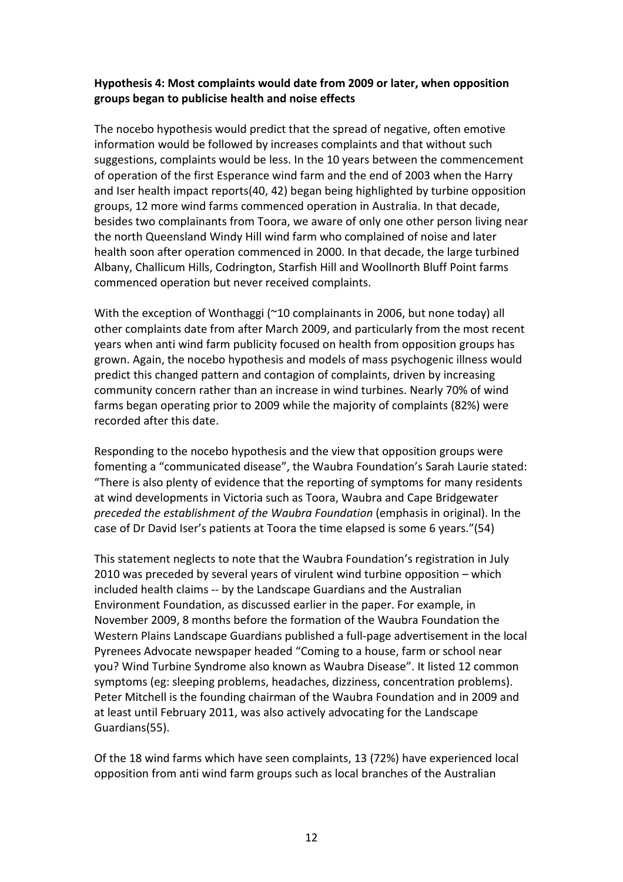**Hypothesis 4: Most complaints would date from 2009 or later, when opposition groups began to publicise health and noise effects**

The nocebo hypothesis would predict that the spread of negative, often emotive information would be followed by increases complaints and that without such suggestions, complaints would be less. In the 10 years between the commencement of operation of the first Esperance wind farm and the end of 2003 when the Harry and Iser health impact reports(40, 42) began being highlighted by turbine opposition groups, 12 more wind farms commenced operation in Australia. In that decade, besides two complainants from Toora, we aware of only one other person living near the north Queensland Windy Hill wind farm who complained of noise and later health soon after operation commenced in 2000. In that decade, the large turbined Albany, Challicum Hills, Codrington, Starfish Hill and Woollnorth Bluff Point farms commenced operation but never received complaints.

With the exception of Wonthaggi (~10 complainants in 2006, but none today) all other complaints date from after March 2009, and particularly from the most recent years when anti wind farm publicity focused on health from opposition groups has grown. Again, the nocebo hypothesis and models of mass psychogenic illness would predict this changed pattern and contagion of complaints, driven by increasing community concern rather than an increase in wind turbines. Nearly 70% of wind farms began operating prior to 2009 while the majority of complaints (82%) were recorded after this date.

Responding to the nocebo hypothesis and the view that opposition groups were fomenting a "communicated disease", the Waubra Foundation's Sarah Laurie stated: "There is also plenty of evidence that the reporting of symptoms for many residents at wind developments in Victoria such as Toora, Waubra and Cape Bridgewater *preceded the establishment of the Waubra Foundation* (emphasis in original). In the case of Dr David Iser's patients at Toora the time elapsed is some 6 years."(54)

This statement neglects to note that the Waubra Foundation's registration in July 2010 was preceded by several years of virulent wind turbine opposition – which included health claims -- by the Landscape Guardians and the Australian Environment Foundation, as discussed earlier in the paper. For example, in November 2009, 8 months before the formation of the Waubra Foundation the Western Plains Landscape Guardians published a full-page advertisement in the local Pyrenees Advocate newspaper headed "Coming to a house, farm or school near you? Wind Turbine Syndrome also known as Waubra Disease". It listed 12 common symptoms (eg: sleeping problems, headaches, dizziness, concentration problems). Peter Mitchell is the founding chairman of the Waubra Foundation and in 2009 and at least until February 2011, was also actively advocating for the Landscape Guardians(55).

Of the 18 wind farms which have seen complaints, 13 (72%) have experienced local opposition from anti wind farm groups such as local branches of the Australian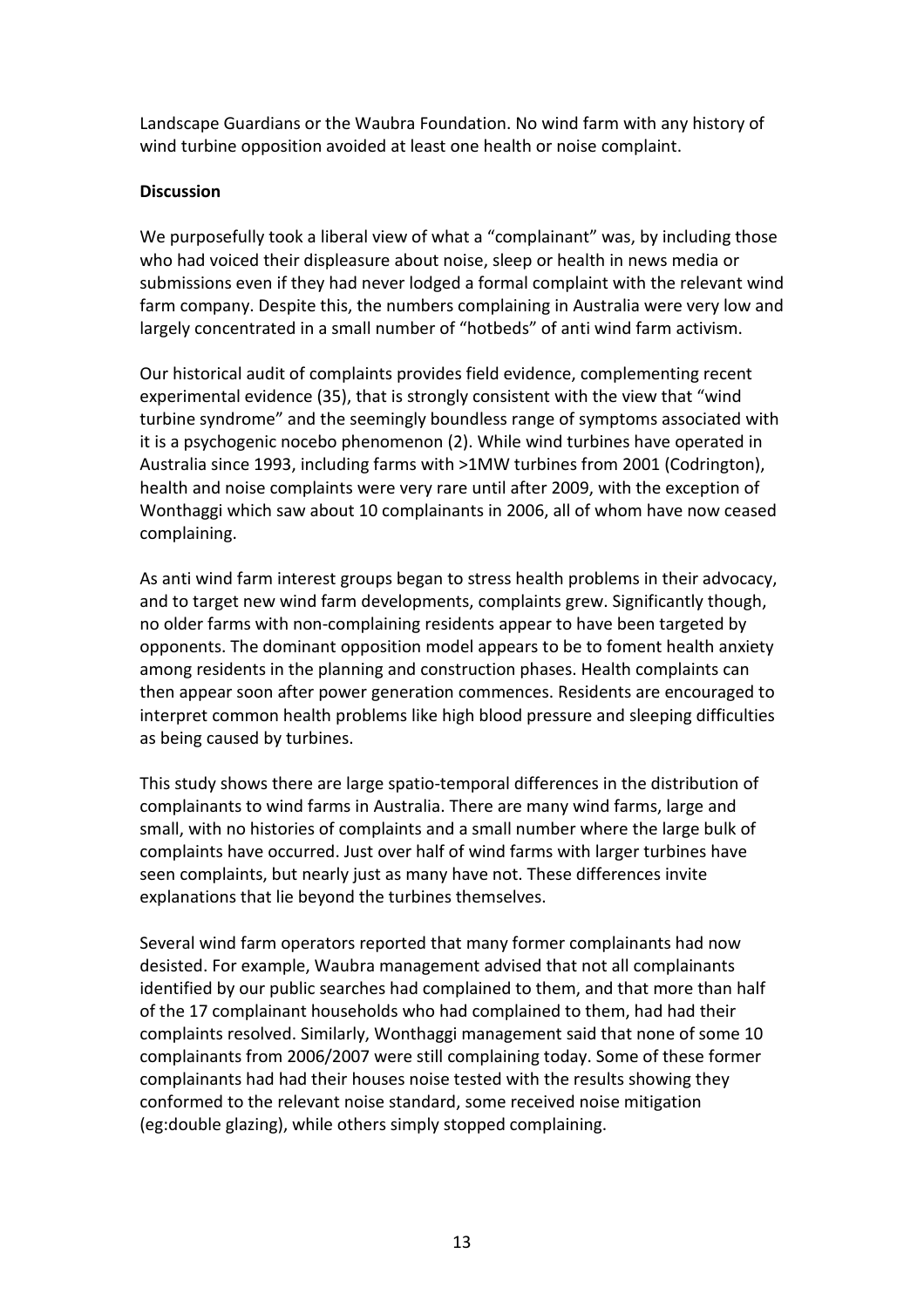Landscape Guardians or the Waubra Foundation. No wind farm with any history of wind turbine opposition avoided at least one health or noise complaint.

**Discussion**

We purposefully took a liberal view of what a "complainant" was, by including those who had voiced their displeasure about noise, sleep or health in news media or submissions even if they had never lodged a formal complaint with the relevant wind farm company. Despite this, the numbers complaining in Australia were very low and largely concentrated in a small number of "hotbeds" of anti wind farm activism.

Our historical audit of complaints provides field evidence, complementing recent experimental evidence (35), that is strongly consistent with the view that "wind turbine syndrome" and the seemingly boundless range of symptoms associated with it is a psychogenic nocebo phenomenon (2). While wind turbines have operated in Australia since 1993, including farms with >1MW turbines from 2001 (Codrington), health and noise complaints were very rare until after 2009, with the exception of Wonthaggi which saw about 10 complainants in 2006, all of whom have now ceased complaining.

As anti wind farm interest groups began to stress health problems in their advocacy, and to target new wind farm developments, complaints grew. Significantly though, no older farms with non-complaining residents appear to have been targeted by opponents. The dominant opposition model appears to be to foment health anxiety among residents in the planning and construction phases. Health complaints can then appear soon after power generation commences. Residents are encouraged to interpret common health problems like high blood pressure and sleeping difficulties as being caused by turbines.

This study shows there are large spatio-temporal differences in the distribution of complainants to wind farms in Australia. There are many wind farms, large and small, with no histories of complaints and a small number where the large bulk of complaints have occurred. Just over half of wind farms with larger turbines have seen complaints, but nearly just as many have not. These differences invite explanations that lie beyond the turbines themselves.

Several wind farm operators reported that many former complainants had now desisted. For example, Waubra management advised that not all complainants identified by our public searches had complained to them, and that more than half of the 17 complainant households who had complained to them, had had their complaints resolved. Similarly, Wonthaggi management said that none of some 10 complainants from 2006/2007 were still complaining today. Some of these former complainants had had their houses noise tested with the results showing they conformed to the relevant noise standard, some received noise mitigation (eg:double glazing), while others simply stopped complaining.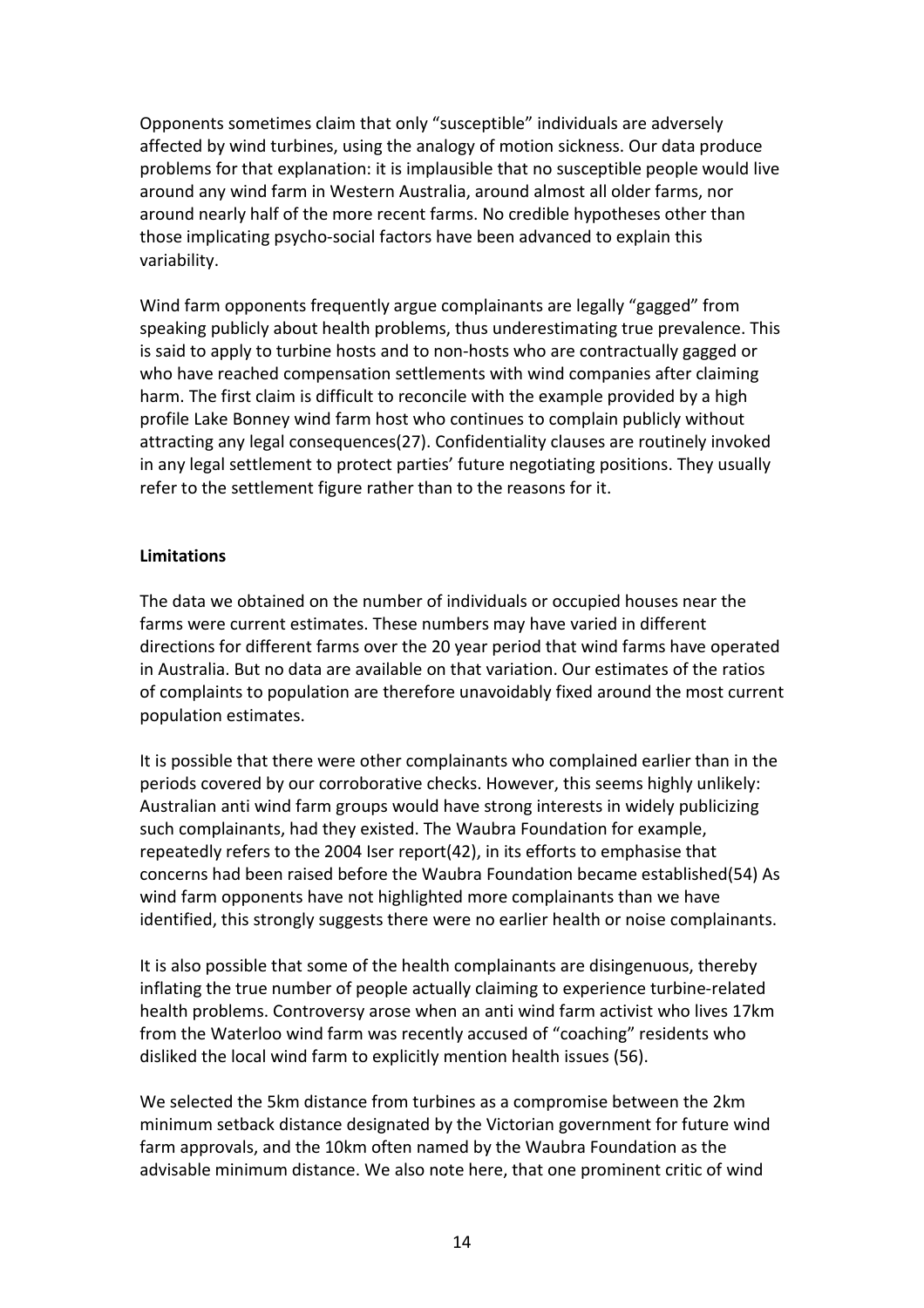Opponents sometimes claim that only “susceptible” individuals are adversely affected by wind turbines, using the analogy of motion sickness. Our data produce problems for that explanation: it is implausible that no susceptible people would live around any wind farm in Western Australia, around almost all older farms, nor around nearly half of the more recent farms. No credible hypotheses other than those implicating psycho-social factors have been advanced to explain this variability.

Wind farm opponents frequently argue complainants are legally “gagged” from speaking publicly about health problems, thus underestimating true prevalence. This is said to apply to turbine hosts and to non-hosts who are contractually gagged or who have reached compensation settlements with wind companies after claiming harm. The first claim is difficult to reconcile with the example provided by a high profile Lake Bonney wind farm host who continues to complain publicly without attracting any legal consequences(27). Confidentiality clauses are routinely invoked in any legal settlement to protect parties’ future negotiating positions. They usually refer to the settlement figure rather than to the reasons for it.

**Limitations**

The data we obtained on the number of individuals or occupied houses near the farms were current estimates. These numbers may have varied in different directions for different farms over the 20 year period that wind farms have operated in Australia. But no data are available on that variation. Our estimates of the ratios of complaints to population are therefore unavoidably fixed around the most current population estimates.

It is possible that there were other complainants who complained earlier than in the periods covered by our corroborative checks. However, this seems highly unlikely: Australian anti wind farm groups would have strong interests in widely publicizing such complainants, had they existed. The Waubra Foundation for example, repeatedly refers to the 2004 Iser report(42), in its efforts to emphasise that concerns had been raised before the Waubra Foundation became established(54) As wind farm opponents have not highlighted more complainants than we have identified, this strongly suggests there were no earlier health or noise complainants.

It is also possible that some of the health complainants are disingenuous, thereby inflating the true number of people actually claiming to experience turbine-related health problems. Controversy arose when an anti wind farm activist who lives 17km from the Waterloo wind farm was recently accused of “coaching” residents who disliked the local wind farm to explicitly mention health issues (56).

We selected the 5km distance from turbines as a compromise between the 2km minimum setback distance designated by the Victorian government for future wind farm approvals, and the 10km often named by the Waubra Foundation as the advisable minimum distance. We also note here, that one prominent critic of wind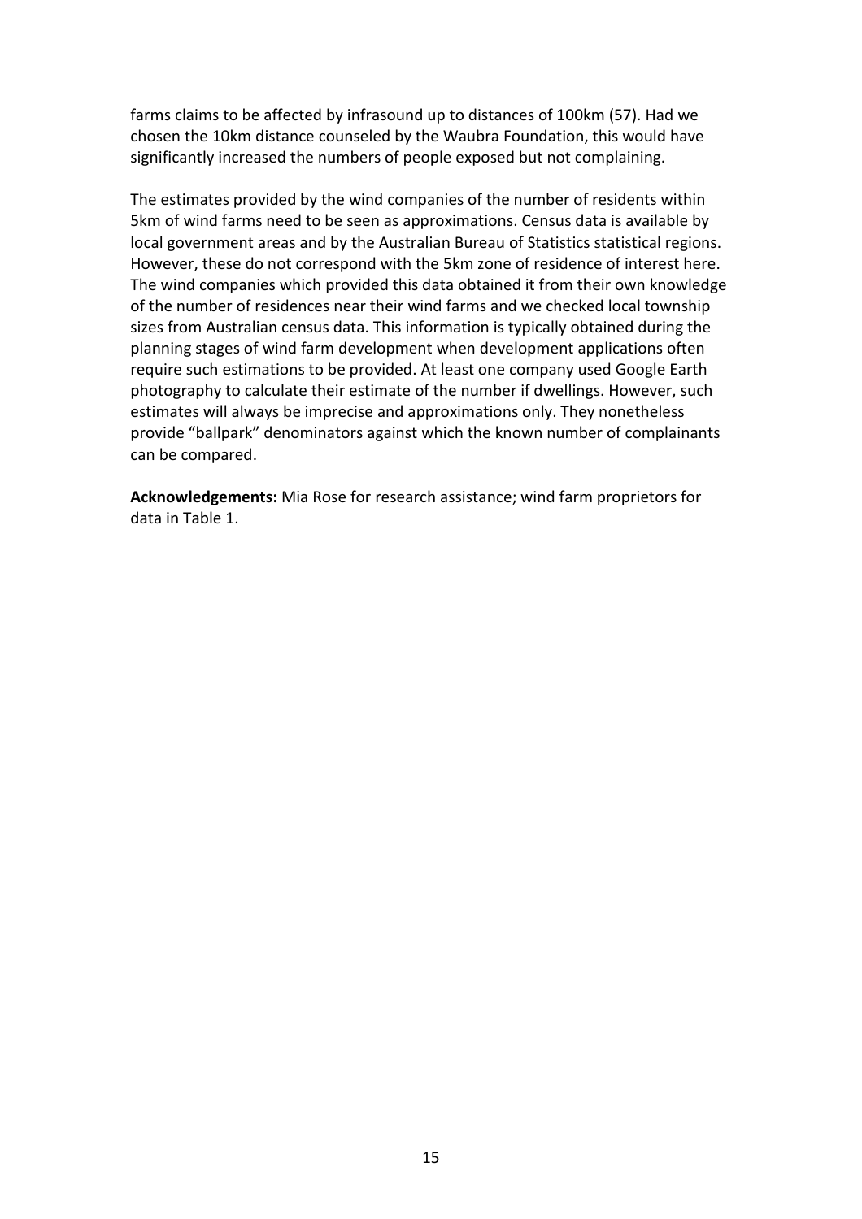farms claims to be affected by infrasound up to distances of 100km (57). Had we chosen the 10km distance counseled by the Waubra Foundation, this would have significantly increased the numbers of people exposed but not complaining.

The estimates provided by the wind companies of the number of residents within 5km of wind farms need to be seen as approximations. Census data is available by local government areas and by the Australian Bureau of Statistics statistical regions. However, these do not correspond with the 5km zone of residence of interest here. The wind companies which provided this data obtained it from their own knowledge of the number of residences near their wind farms and we checked local township sizes from Australian census data. This information is typically obtained during the planning stages of wind farm development when development applications often require such estimations to be provided. At least one company used Google Earth photography to calculate their estimate of the number if dwellings. However, such estimates will always be imprecise and approximations only. They nonetheless provide "ballpark" denominators against which the known number of complainants can be compared.

**Acknowledgements:** Mia Rose for research assistance; wind farm proprietors for data in Table 1.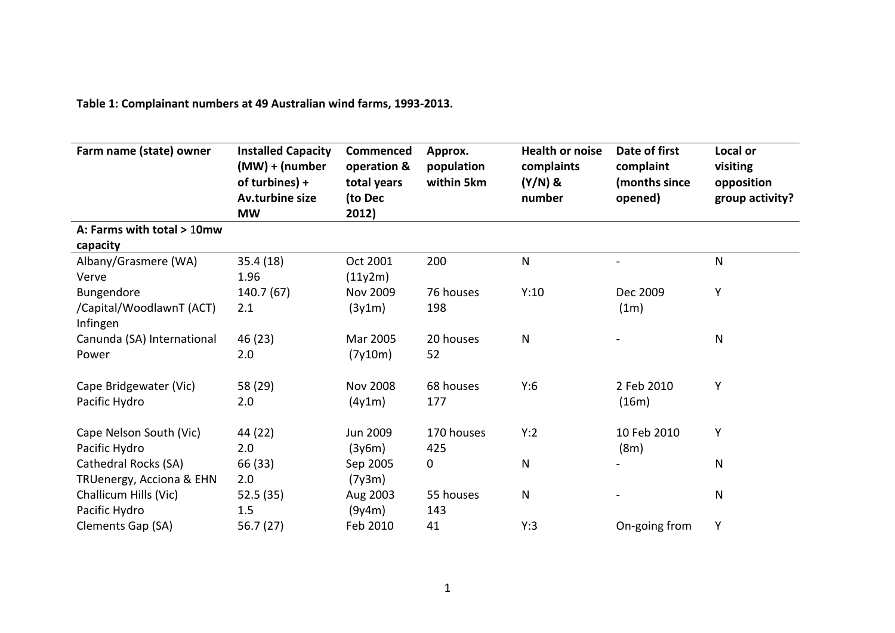**Table 1: Complainant numbers at 49 Australian wind farms, 1993-2013.**

| Farm name (state) owner | Installed Capacity (MW) + (number of turbines) + Av.turbine size MW | Commenced operation & total years (to Dec 2012) | Approx. population within 5km | Health or noise complaints (Y/N) & number | Date of first complaint (months since opened) | Local or visiting opposition group activity? |
|---|---|---|---|---|---|---|
| **A: Farms with total > 10mw capacity** | | | | | | |
| Albany/Grasmere (WA) Verve | 35.4 (18) 1.96 | Oct 2001 (11y2m) | 200 | N | - | N |
| Bungendore /Capital/WoodlawnT (ACT) Infingen | 140.7 (67) 2.1 | Nov 2009 (3y1m) | 76 houses 198 | Y:10 | Dec 2009 (1m) | Y |
| Canunda (SA) International Power | 46 (23) 2.0 | Mar 2005 (7y10m) | 20 houses 52 | N | - | N |
| Cape Bridgewater (Vic) Pacific Hydro | 58 (29) 2.0 | Nov 2008 (4y1m) | 68 houses 177 | Y:6 | 2 Feb 2010 (16m) | Y |
| Cape Nelson South (Vic) Pacific Hydro | 44 (22) 2.0 | Jun 2009 (3y6m) | 170 houses 425 | Y:2 | 10 Feb 2010 (8m) | Y |
| Cathedral Rocks (SA) TRUenergy, Acciona & EHN | 66 (33) 2.0 | Sep 2005 (7y3m) | 0 | N | - | N |
| Challicum Hills (Vic) Pacific Hydro | 52.5 (35) 1.5 | Aug 2003 (9y4m) | 55 houses 143 | N | - | N |
| Clements Gap (SA) | 56.7 (27) | Feb 2010 | 41 | Y:3 | On-going from | Y |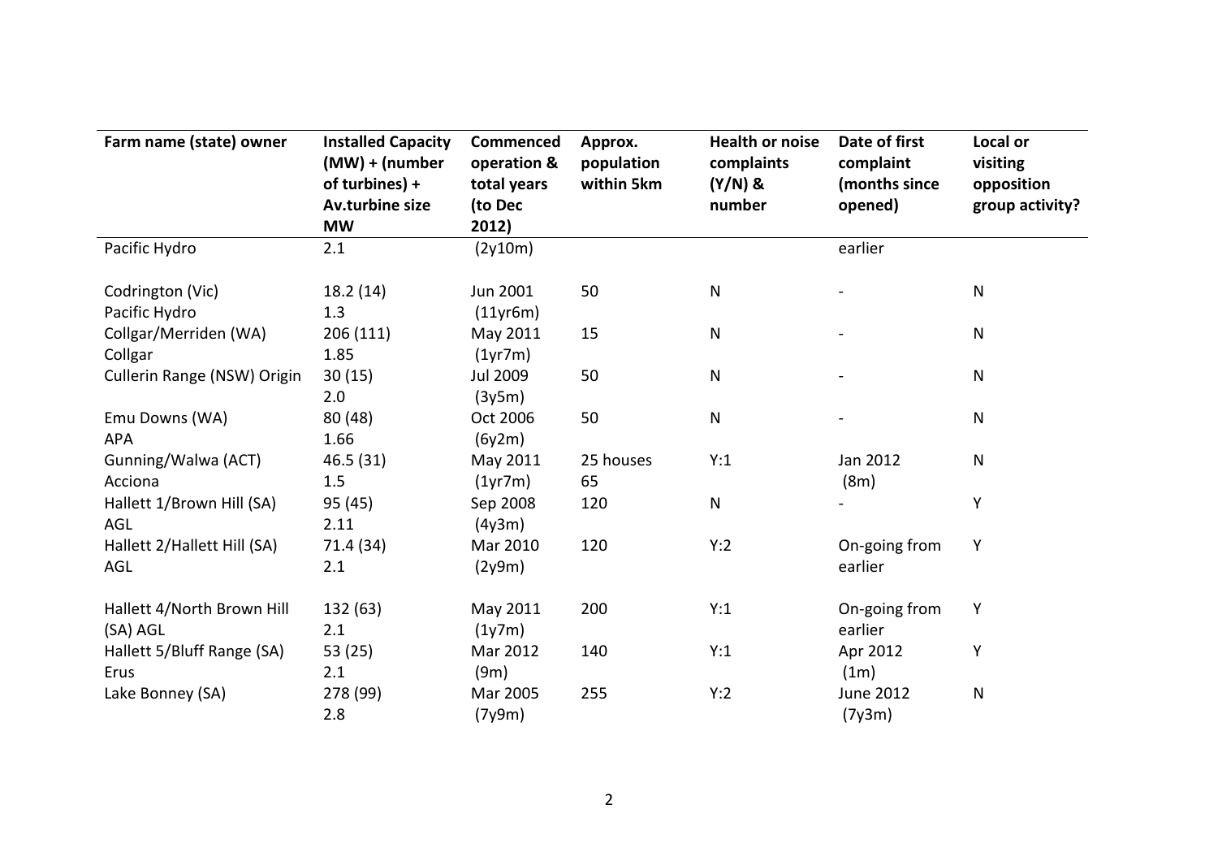| Farm name (state) owner | Installed Capacity (MW) + (number of turbines) + Av.turbine size MW | Commenced operation & total years (to Dec 2012) | Approx. population within 5km | Health or noise complaints (Y/N) & number | Date of first complaint (months since opened) | Local or visiting opposition group activity? |
|---|---|---|---|---|---|---|
| Pacific Hydro | 2.1 | (2y10m) | | | earlier | |
| Codrington (Vic) Pacific Hydro | 18.2 (14) 1.3 | Jun 2001 (11yr6m) | 50 | N | - | N |
| Collgar/Merriden (WA) Collgar | 206 (111) 1.85 | May 2011 (1yr7m) | 15 | N | - | N |
| Cullerin Range (NSW) Origin | 30 (15) 2.0 | Jul 2009 (3y5m) | 50 | N | - | N |
| Emu Downs (WA) APA | 80 (48) 1.66 | Oct 2006 (6y2m) | 50 | N | - | N |
| Gunning/Walwa (ACT) Acciona | 46.5 (31) 1.5 | May 2011 (1yr7m) | 25 houses 65 | Y:1 | Jan 2012 (8m) | N |
| Hallett 1/Brown Hill (SA) AGL | 95 (45) 2.11 | Sep 2008 (4y3m) | 120 | N | - | Y |
| Hallett 2/Hallett Hill (SA) AGL | 71.4 (34) 2.1 | Mar 2010 (2y9m) | 120 | Y:2 | On-going from earlier | Y |
| Hallett 4/North Brown Hill (SA) AGL | 132 (63) 2.1 | May 2011 (1y7m) | 200 | Y:1 | On-going from earlier | Y |
| Hallett 5/Bluff Range (SA) Erus | 53 (25) 2.1 | Mar 2012 (9m) | 140 | Y:1 | Apr 2012 (1m) | Y |
| Lake Bonney (SA) | 278 (99) 2.8 | Mar 2005 (7y9m) | 255 | Y:2 | June 2012 (7y3m) | N |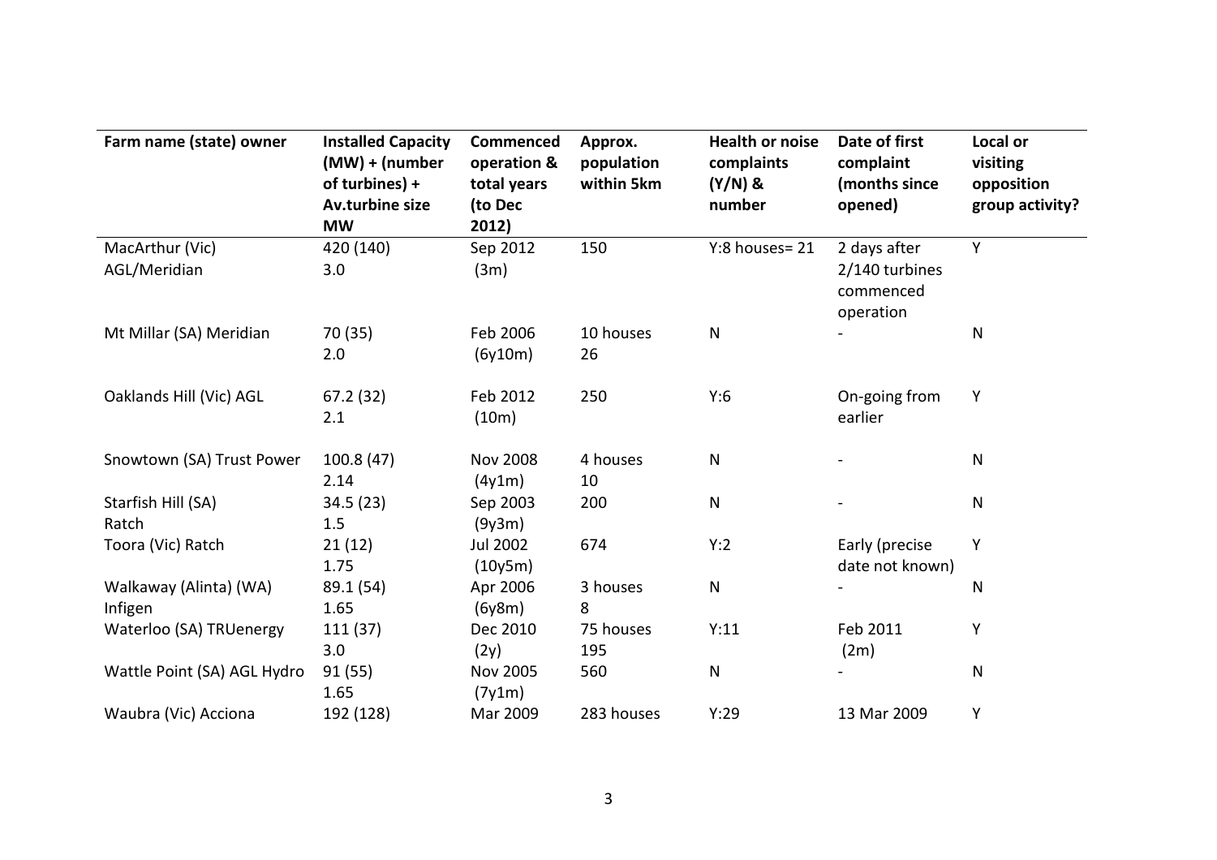| Farm name (state) owner | Installed Capacity (MW) + (number of turbines) + Av.turbine size MW | Commenced operation & total years (to Dec 2012) | Approx. population within 5km | Health or noise complaints (Y/N) & number | Date of first complaint (months since opened) | Local or visiting opposition group activity? |
|---|---|---|---|---|---|---|
| MacArthur (Vic) AGL/Meridian | 420 (140) 3.0 | Sep 2012 (3m) | 150 | Y:8 houses= 21 | 2 days after 2/140 turbines commenced operation | Y |
| Mt Millar (SA) Meridian | 70 (35) 2.0 | Feb 2006 (6y10m) | 10 houses 26 | N | - | N |
| Oaklands Hill (Vic) AGL | 67.2 (32) 2.1 | Feb 2012 (10m) | 250 | Y:6 | On-going from earlier | Y |
| Snowtown (SA) Trust Power | 100.8 (47) 2.14 | Nov 2008 (4y1m) | 4 houses 10 | N | - | N |
| Starfish Hill (SA) Ratch | 34.5 (23) 1.5 | Sep 2003 (9y3m) | 200 | N | - | N |
| Toora (Vic) Ratch | 21 (12) 1.75 | Jul 2002 (10y5m) | 674 | Y:2 | Early (precise date not known) | Y |
| Walkaway (Alinta) (WA) Infigen | 89.1 (54) 1.65 | Apr 2006 (6y8m) | 3 houses 8 | N | - | N |
| Waterloo (SA) TRUenergy | 111 (37) 3.0 | Dec 2010 (2y) | 75 houses 195 | Y:11 | Feb 2011 (2m) | Y |
| Wattle Point (SA) AGL Hydro | 91 (55) 1.65 | Nov 2005 (7y1m) | 560 | N | - | N |
| Waubra (Vic) Acciona | 192 (128) | Mar 2009 | 283 houses | Y:29 | 13 Mar 2009 | Y |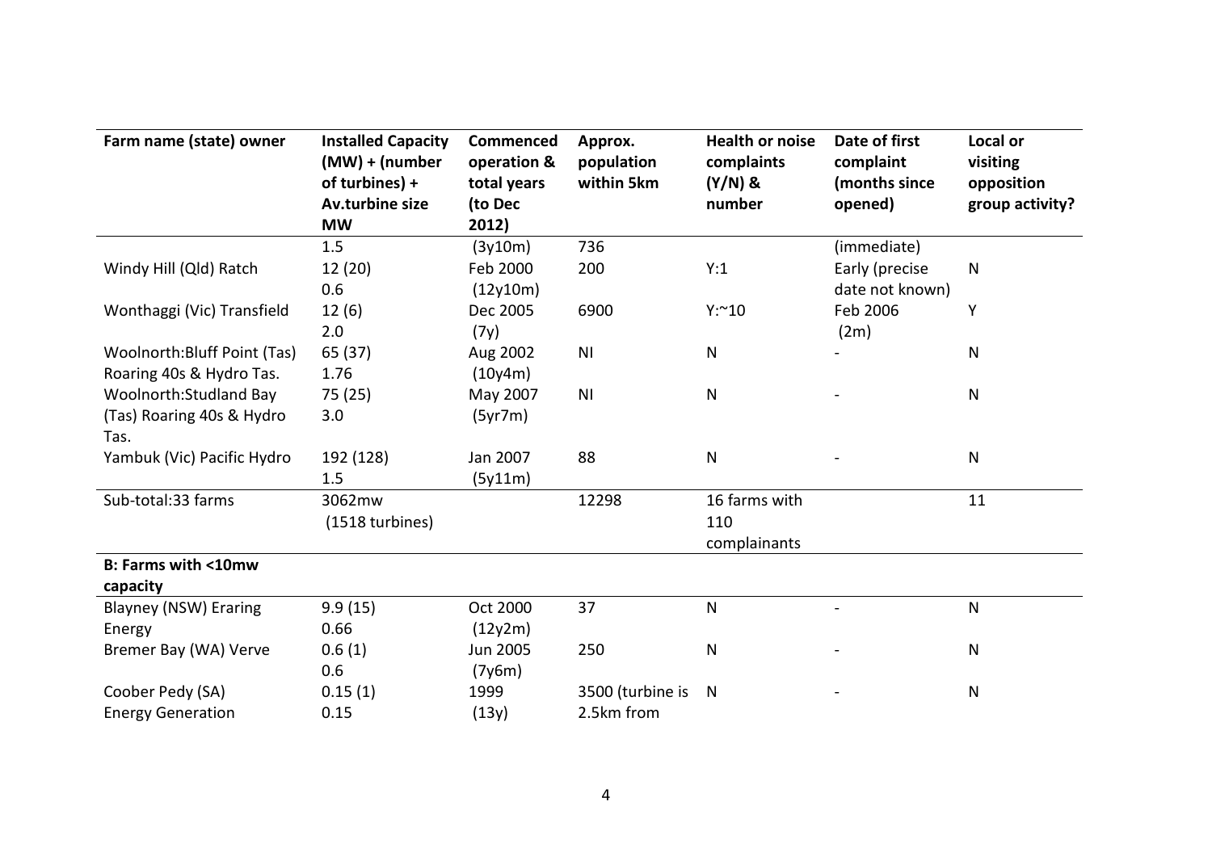| Farm name (state) owner | Installed Capacity (MW) + (number of turbines) + Av.turbine size MW | Commenced operation & total years (to Dec 2012) | Approx. population within 5km | Health or noise complaints (Y/N) & number | Date of first complaint (months since opened) | Local or visiting opposition group activity? |
|---|---|---|---|---|---|---|
| | 1.5 | (3y10m) | 736 | | (immediate) | |
| Windy Hill (Qld) Ratch | 12 (20) 0.6 | Feb 2000 (12y10m) | 200 | Y:1 | Early (precise date not known) | N |
| Wonthaggi (Vic) Transfield | 12 (6) 2.0 | Dec 2005 (7y) | 6900 | Y:~10 | Feb 2006 (2m) | Y |
| Woolnorth:Bluff Point (Tas) Roaring 40s & Hydro Tas. | 65 (37) 1.76 | Aug 2002 (10y4m) | NI | N | - | N |
| Woolnorth:Studland Bay (Tas) Roaring 40s & Hydro Tas. | 75 (25) 3.0 | May 2007 (5yr7m) | NI | N | - | N |
| Yambuk (Vic) Pacific Hydro | 192 (128) 1.5 | Jan 2007 (5y11m) | 88 | N | - | N |
| Sub-total:33 farms | 3062mw (1518 turbines) | | 12298 | 16 farms with 110 complainants | | 11 |
| **B: Farms with <10mw capacity** | | | | | | |
| Blayney (NSW) Eraring Energy | 9.9 (15) 0.66 | Oct 2000 (12y2m) | 37 | N | - | N |
| Bremer Bay (WA) Verve | 0.6 (1) 0.6 | Jun 2005 (7y6m) | 250 | N | - | N |
| Coober Pedy (SA) Energy Generation | 0.15 (1) 0.15 | 1999 (13y) | 3500 (turbine is 2.5km from | N | - | N |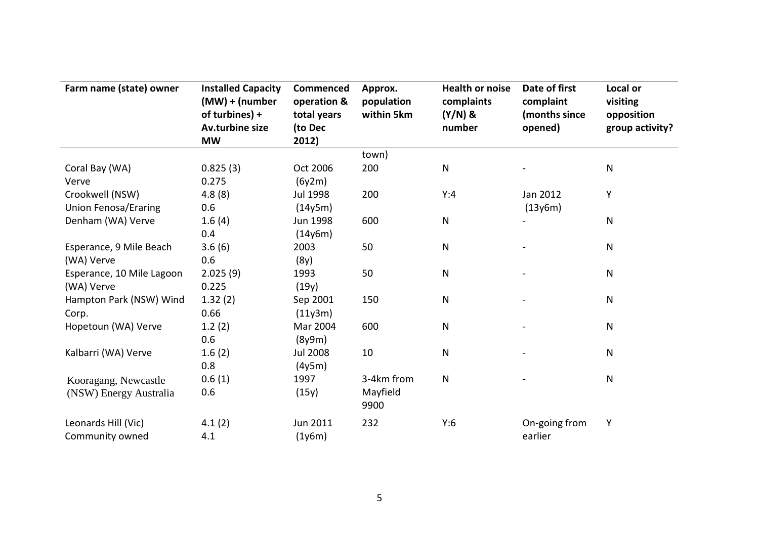| Farm name (state) owner | Installed Capacity (MW) + (number of turbines) + Av.turbine size MW | Commenced operation & total years (to Dec 2012) | Approx. population within 5km | Health or noise complaints (Y/N) & number | Date of first complaint (months since opened) | Local or visiting opposition group activity? |
|---|---|---|---|---|---|---|
| | | | town) | | | |
| Coral Bay (WA) Verve | 0.825 (3) 0.275 | Oct 2006 (6y2m) | 200 | N | - | N |
| Crookwell (NSW) Union Fenosa/Eraring | 4.8 (8) 0.6 | Jul 1998 (14y5m) | 200 | Y:4 | Jan 2012 (13y6m) | Y |
| Denham (WA) Verve | 1.6 (4) 0.4 | Jun 1998 (14y6m) | 600 | N | - | N |
| Esperance, 9 Mile Beach (WA) Verve | 3.6 (6) 0.6 | 2003 (8y) | 50 | N | - | N |
| Esperance, 10 Mile Lagoon (WA) Verve | 2.025 (9) 0.225 | 1993 (19y) | 50 | N | - | N |
| Hampton Park (NSW) Wind Corp. | 1.32 (2) 0.66 | Sep 2001 (11y3m) | 150 | N | - | N |
| Hopetoun (WA) Verve | 1.2 (2) 0.6 | Mar 2004 (8y9m) | 600 | N | - | N |
| Kalbarri (WA) Verve | 1.6 (2) 0.8 | Jul 2008 (4y5m) | 10 | N | - | N |
| Kooragang, Newcastle (NSW) Energy Australia | 0.6 (1) 0.6 | 1997 (15y) | 3-4km from Mayfield 9900 | N | - | N |
| Leonards Hill (Vic) Community owned | 4.1 (2) 4.1 | Jun 2011 (1y6m) | 232 | Y:6 | On-going from earlier | Y |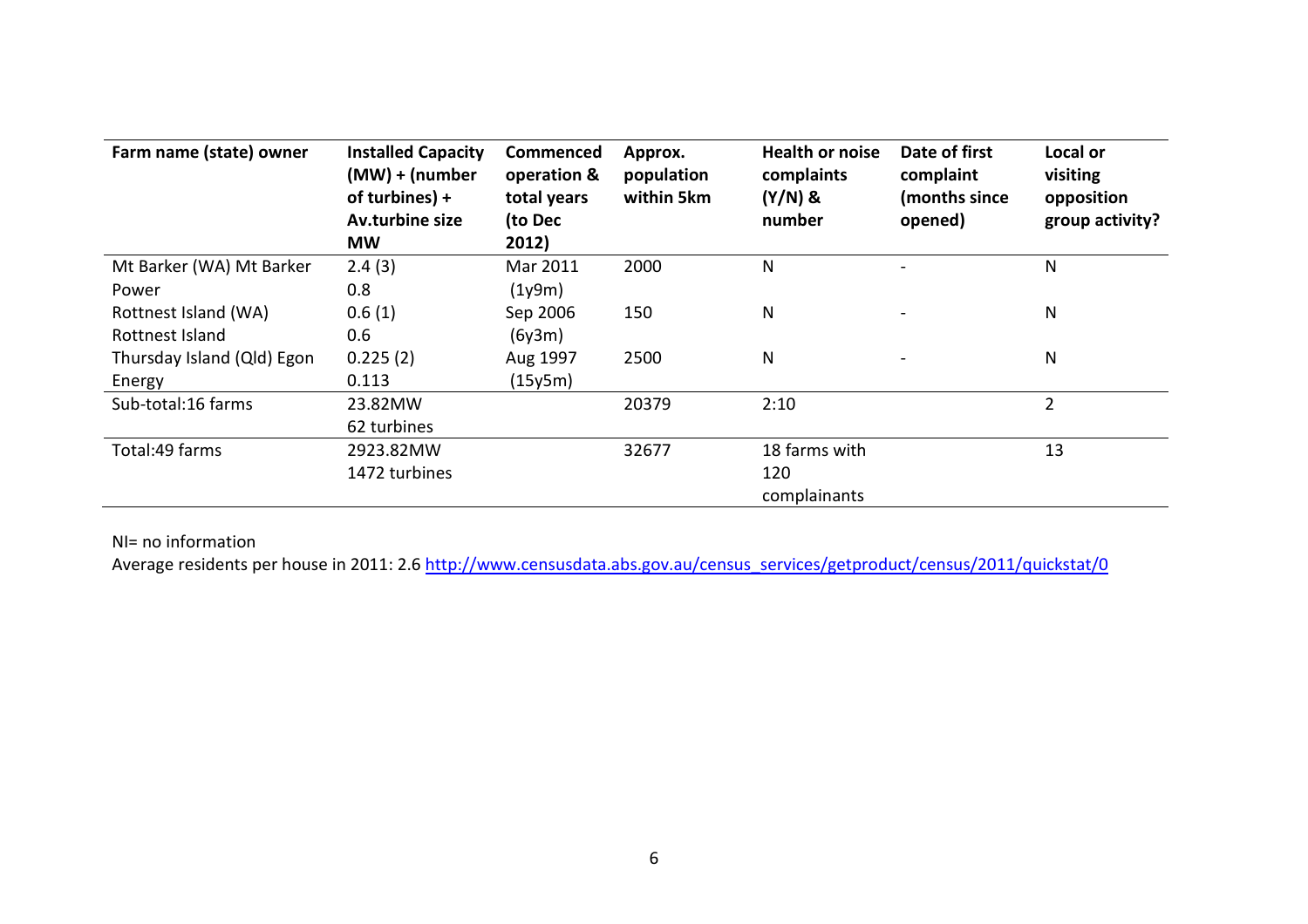| Farm name (state) owner | Installed Capacity (MW) + (number of turbines) + Av.turbine size MW | Commenced operation & total years (to Dec 2012) | Approx. population within 5km | Health or noise complaints (Y/N) & number | Date of first complaint (months since opened) | Local or visiting opposition group activity? |
|---|---|---|---|---|---|---|
| Mt Barker (WA) Mt Barker Power | 2.4 (3) 0.8 | Mar 2011 (1y9m) | 2000 | N | - | N |
| Rottnest Island (WA) Rottnest Island | 0.6 (1) 0.6 | Sep 2006 (6y3m) | 150 | N | - | N |
| Thursday Island (Qld) Egon Energy | 0.225 (2) 0.113 | Aug 1997 (15y5m) | 2500 | N | - | N |
| Sub-total:16 farms | 23.82MW 62 turbines | | 20379 | 2:10 | | 2 |
| Total:49 farms | 2923.82MW 1472 turbines | | 32677 | 18 farms with 120 complainants | | 13 |

NI= no information

Average residents per house in 2011: 2.6 http://www.censusdata.abs.gov.au/census_services/getproduct/census/2011/quickstat/0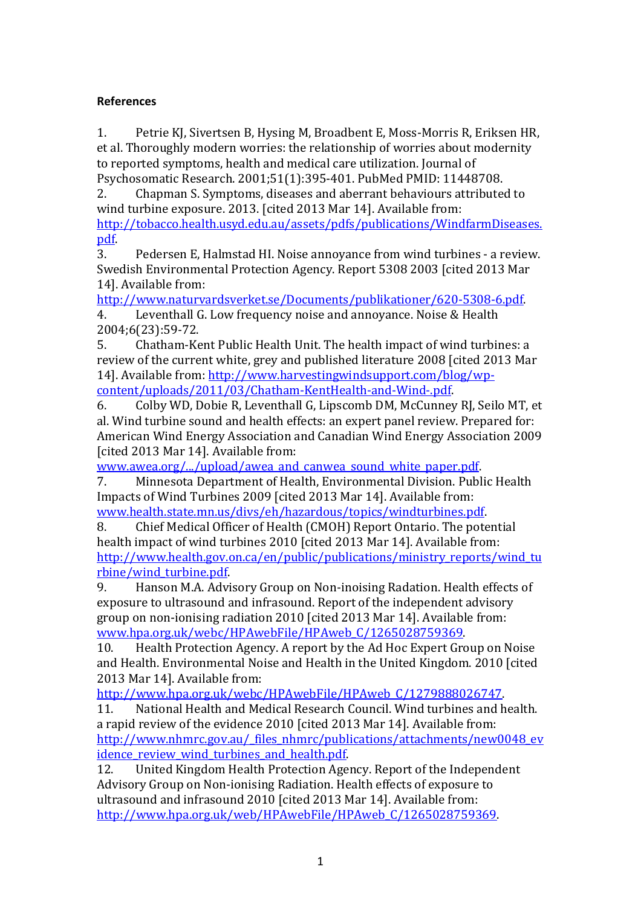**References**

1. Petrie KJ, Sivertsen B, Hysing M, Broadbent E, Moss-Morris R, Eriksen HR, et al. Thoroughly modern worries: the relationship of worries about modernity to reported symptoms, health and medical care utilization. Journal of Psychosomatic Research. 2001;51(1):395-401. PubMed PMID: 11448708.
2. Chapman S. Symptoms, diseases and aberrant behaviours attributed to wind turbine exposure. 2013. [cited 2013 Mar 14]. Available from: http://tobacco.health.usyd.edu.au/assets/pdfs/publications/WindfarmDiseases.pdf.
3. Pedersen E, Halmstad HI. Noise annoyance from wind turbines - a review. Swedish Environmental Protection Agency. Report 5308 2003 [cited 2013 Mar 14]. Available from: http://www.naturvardsverket.se/Documents/publikationer/620-5308-6.pdf.
4. Leventhall G. Low frequency noise and annoyance. Noise & Health 2004;6(23):59-72.
5. Chatham-Kent Public Health Unit. The health impact of wind turbines: a review of the current white, grey and published literature 2008 [cited 2013 Mar 14]. Available from: http://www.harvestingwindsupport.com/blog/wp-content/uploads/2011/03/Chatham-KentHealth-and-Wind-.pdf.
6. Colby WD, Dobie R, Leventhall G, Lipscomb DM, McCunney RJ, Seilo MT, et al. Wind turbine sound and health effects: an expert panel review. Prepared for: American Wind Energy Association and Canadian Wind Energy Association 2009 [cited 2013 Mar 14]. Available from: www.awea.org/.../upload/awea_and_canwea_sound_white_paper.pdf.
7. Minnesota Department of Health, Environmental Division. Public Health Impacts of Wind Turbines 2009 [cited 2013 Mar 14]. Available from: www.health.state.mn.us/divs/eh/hazardous/topics/windturbines.pdf.
8. Chief Medical Officer of Health (CMOH) Report Ontario. The potential health impact of wind turbines 2010 [cited 2013 Mar 14]. Available from: http://www.health.gov.on.ca/en/public/publications/ministry_reports/wind_turbine/wind_turbine.pdf.
9. Hanson M.A. Advisory Group on Non-inoising Radiation. Health effects of exposure to ultrasound and infrasound. Report of the independent advisory group on non-ionising radiation 2010 [cited 2013 Mar 14]. Available from: www.hpa.org.uk/webc/HPAwebFile/HPAweb_C/1265028759369.
10. Health Protection Agency. A report by the Ad Hoc Expert Group on Noise and Health. Environmental Noise and Health in the United Kingdom. 2010 [cited 2013 Mar 14]. Available from: http://www.hpa.org.uk/webc/HPAwebFile/HPAweb_C/1279888026747.
11. National Health and Medical Research Council. Wind turbines and health. a rapid review of the evidence 2010 [cited 2013 Mar 14]. Available from: http://www.nhmrc.gov.au/_files_nhmrc/publications/attachments/new0048_evidence_review_wind_turbines_and_health.pdf.
12. United Kingdom Health Protection Agency. Report of the Independent Advisory Group on Non-ionising Radiation. Health effects of exposure to ultrasound and infrasound 2010 [cited 2013 Mar 14]. Available from: http://www.hpa.org.uk/web/HPAwebFile/HPAweb_C/1265028759369.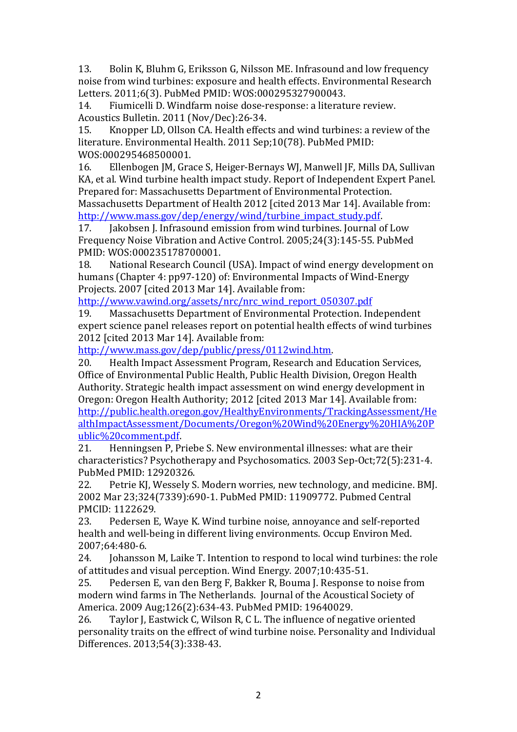13. Bolin K, Bluhm G, Eriksson G, Nilsson ME. Infrasound and low frequency noise from wind turbines: exposure and health effects. Environmental Research Letters. 2011;6(3). PubMed PMID: WOS:000295327900043.

14. Fiumicelli D. Windfarm noise dose-response: a literature review. Acoustics Bulletin. 2011 (Nov/Dec):26-34.

15. Knopper LD, Ollson CA. Health effects and wind turbines: a review of the literature. Environmental Health. 2011 Sep;10(78). PubMed PMID: WOS:000295468500001.

16. Ellenbogen JM, Grace S, Heiger-Bernays WJ, Manwell JF, Mills DA, Sullivan KA, et al. Wind turbine health impact study. Report of Independent Expert Panel. Prepared for: Massachusetts Department of Environmental Protection. Massachusetts Department of Health 2012 [cited 2013 Mar 14]. Available from: http://www.mass.gov/dep/energy/wind/turbine_impact_study.pdf.

17. Jakobsen J. Infrasound emission from wind turbines. Journal of Low Frequency Noise Vibration and Active Control. 2005;24(3):145-55. PubMed PMID: WOS:000235178700001.

18. National Research Council (USA). Impact of wind energy development on humans (Chapter 4: pp97-120) of: Environmental Impacts of Wind-Energy Projects. 2007 [cited 2013 Mar 14]. Available from: http://www.vawind.org/assets/nrc/nrc_wind_report_050307.pdf

19. Massachusetts Department of Environmental Protection. Independent expert science panel releases report on potential health effects of wind turbines 2012 [cited 2013 Mar 14]. Available from: http://www.mass.gov/dep/public/press/0112wind.htm.

20. Health Impact Assessment Program, Research and Education Services, Office of Environmental Public Health, Public Health Division, Oregon Health Authority. Strategic health impact assessment on wind energy development in Oregon: Oregon Health Authority; 2012 [cited 2013 Mar 14]. Available from: http://public.health.oregon.gov/HealthyEnvironments/TrackingAssessment/HealthImpactAssessment/Documents/Oregon%20Wind%20Energy%20HIA%20Public%20comment.pdf.

21. Henningsen P, Priebe S. New environmental illnesses: what are their characteristics? Psychotherapy and Psychosomatics. 2003 Sep-Oct;72(5):231-4. PubMed PMID: 12920326.

22. Petrie KJ, Wessely S. Modern worries, new technology, and medicine. BMJ. 2002 Mar 23;324(7339):690-1. PubMed PMID: 11909772. Pubmed Central PMCID: 1122629.

23. Pedersen E, Waye K. Wind turbine noise, annoyance and self-reported health and well-being in different living environments. Occup Environ Med. 2007;64:480-6.

24. Johansson M, Laike T. Intention to respond to local wind turbines: the role of attitudes and visual perception. Wind Energy. 2007;10:435-51.

25. Pedersen E, van den Berg F, Bakker R, Bouma J. Response to noise from modern wind farms in The Netherlands. Journal of the Acoustical Society of America. 2009 Aug;126(2):634-43. PubMed PMID: 19640029.

26. Taylor J, Eastwick C, Wilson R, C L. The influence of negative oriented personality traits on the effrect of wind turbine noise. Personality and Individual Differences. 2013;54(3):338-43.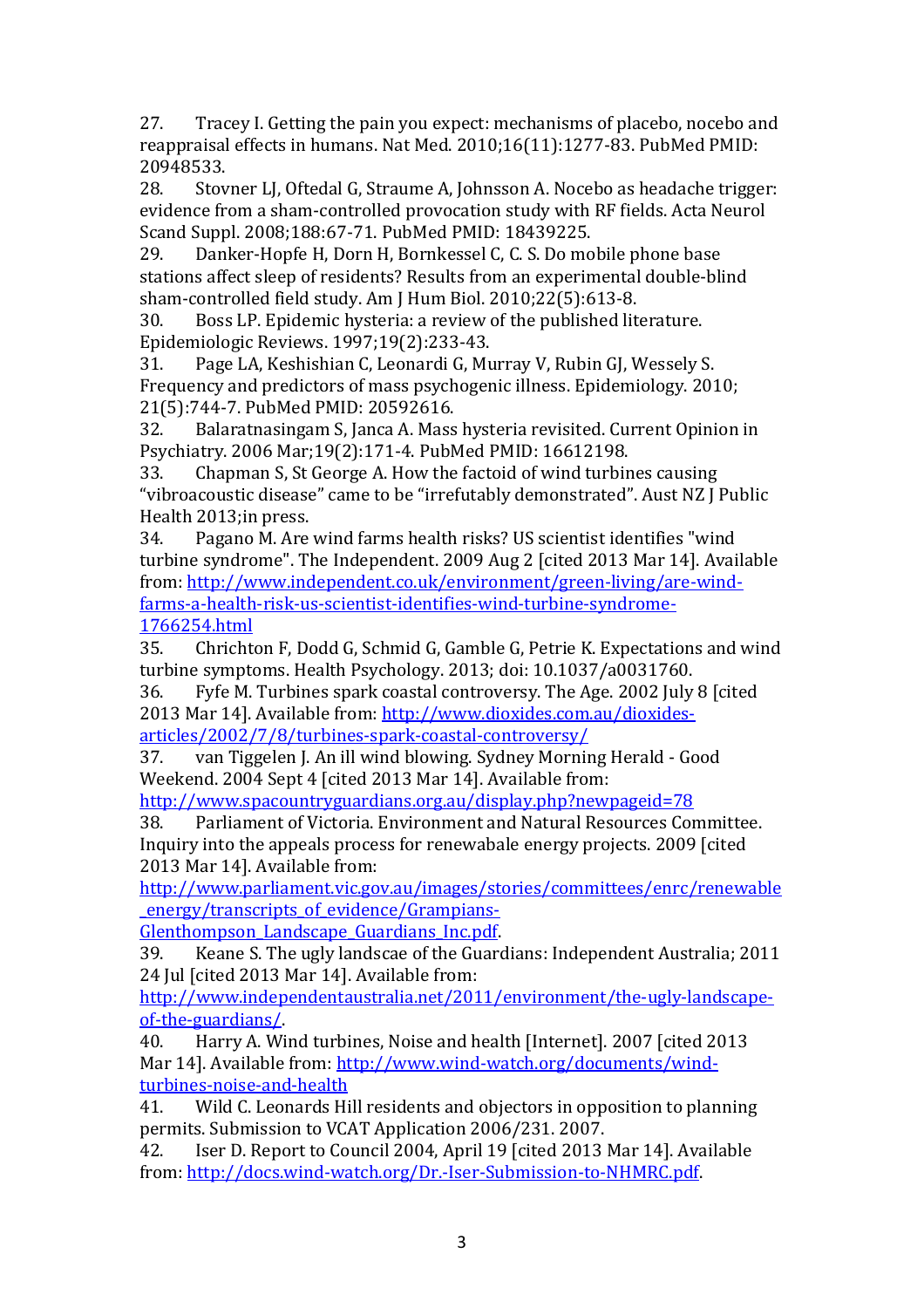27. Tracey I. Getting the pain you expect: mechanisms of placebo, nocebo and reappraisal effects in humans. Nat Med. 2010;16(11):1277-83. PubMed PMID: 20948533.

28. Stovner LJ, Oftedal G, Straume A, Johnsson A. Nocebo as headache trigger: evidence from a sham-controlled provocation study with RF fields. Acta Neurol Scand Suppl. 2008;188:67-71. PubMed PMID: 18439225.

29. Danker-Hopfe H, Dorn H, Bornkessel C, C. S. Do mobile phone base stations affect sleep of residents? Results from an experimental double-blind sham-controlled field study. Am J Hum Biol. 2010;22(5):613-8.

30. Boss LP. Epidemic hysteria: a review of the published literature. Epidemiologic Reviews. 1997;19(2):233-43.

31. Page LA, Keshishian C, Leonardi G, Murray V, Rubin GJ, Wessely S. Frequency and predictors of mass psychogenic illness. Epidemiology. 2010; 21(5):744-7. PubMed PMID: 20592616.

32. Balaratnasingam S, Janca A. Mass hysteria revisited. Current Opinion in Psychiatry. 2006 Mar;19(2):171-4. PubMed PMID: 16612198.

33. Chapman S, St George A. How the factoid of wind turbines causing "vibroacoustic disease" came to be "irrefutably demonstrated". Aust NZ J Public Health 2013;in press.

34. Pagano M. Are wind farms health risks? US scientist identifies "wind turbine syndrome". The Independent. 2009 Aug 2 [cited 2013 Mar 14]. Available from: http://www.independent.co.uk/environment/green-living/are-wind-farms-a-health-risk-us-scientist-identifies-wind-turbine-syndrome-1766254.html

35. Chrichton F, Dodd G, Schmid G, Gamble G, Petrie K. Expectations and wind turbine symptoms. Health Psychology. 2013; doi: 10.1037/a0031760.

36. Fyfe M. Turbines spark coastal controversy. The Age. 2002 July 8 [cited 2013 Mar 14]. Available from: http://www.dioxides.com.au/dioxides-articles/2002/7/8/turbines-spark-coastal-controversy/

37. van Tiggelen J. An ill wind blowing. Sydney Morning Herald - Good Weekend. 2004 Sept 4 [cited 2013 Mar 14]. Available from: http://www.spacountryguardians.org.au/display.php?newpageid=78

38. Parliament of Victoria. Environment and Natural Resources Committee. Inquiry into the appeals process for renewabale energy projects. 2009 [cited 2013 Mar 14]. Available from: http://www.parliament.vic.gov.au/images/stories/committees/enrc/renewable_energy/transcripts_of_evidence/Grampians-Glenthompson_Landscape_Guardians_Inc.pdf.

39. Keane S. The ugly landscae of the Guardians: Independent Australia; 2011 24 Jul [cited 2013 Mar 14]. Available from: http://www.independentaustralia.net/2011/environment/the-ugly-landscape-of-the-guardians/.

40. Harry A. Wind turbines, Noise and health [Internet]. 2007 [cited 2013 Mar 14]. Available from: http://www.wind-watch.org/documents/wind-turbines-noise-and-health

41. Wild C. Leonards Hill residents and objectors in opposition to planning permits. Submission to VCAT Application 2006/231. 2007.

42. Iser D. Report to Council 2004, April 19 [cited 2013 Mar 14]. Available from: http://docs.wind-watch.org/Dr.-Iser-Submission-to-NHMRC.pdf.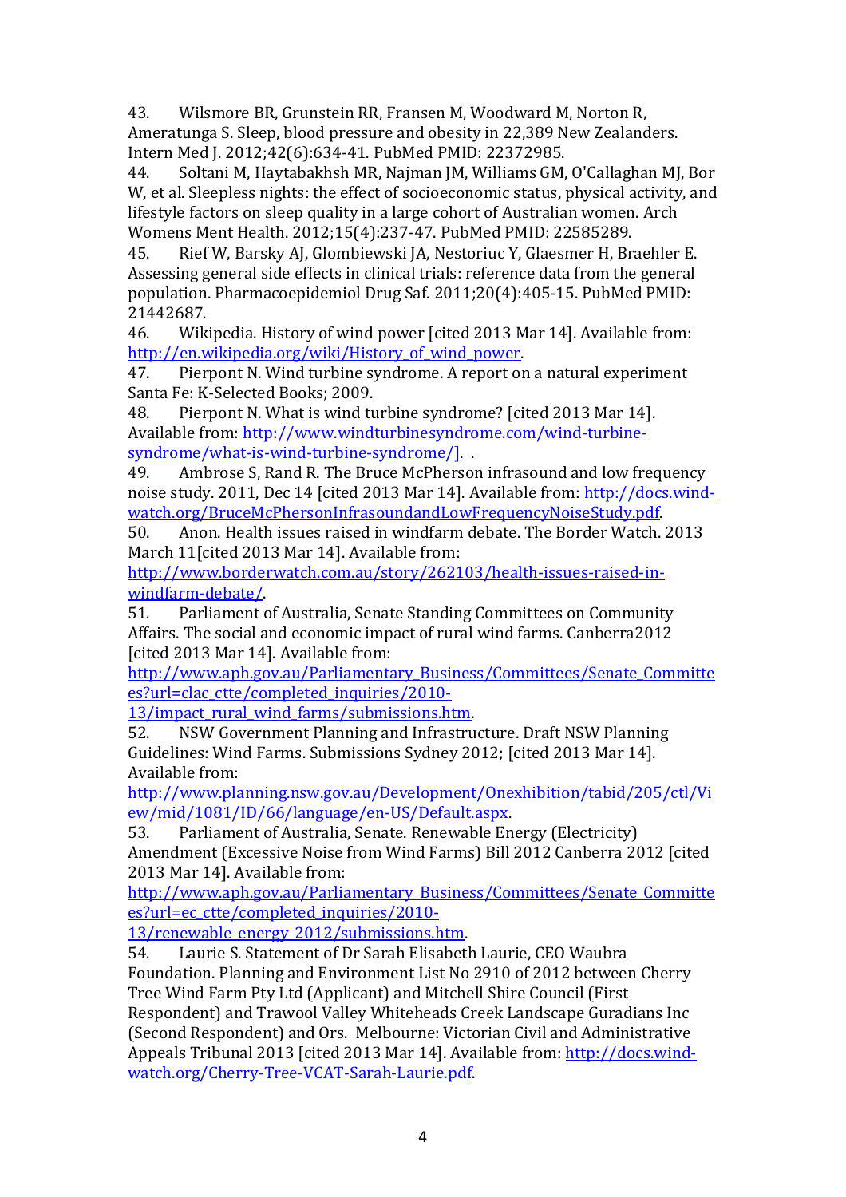43. Wilsmore BR, Grunstein RR, Fransen M, Woodward M, Norton R, Ameratunga S. Sleep, blood pressure and obesity in 22,389 New Zealanders. Intern Med J. 2012;42(6):634-41. PubMed PMID: 22372985.

44. Soltani M, Haytabakhsh MR, Najman JM, Williams GM, O'Callaghan MJ, Bor W, et al. Sleepless nights: the effect of socioeconomic status, physical activity, and lifestyle factors on sleep quality in a large cohort of Australian women. Arch Womens Ment Health. 2012;15(4):237-47. PubMed PMID: 22585289.

45. Rief W, Barsky AJ, Glombiewski JA, Nestoriuc Y, Glaesmer H, Braehler E. Assessing general side effects in clinical trials: reference data from the general population. Pharmacoepidemiol Drug Saf. 2011;20(4):405-15. PubMed PMID: 21442687.

46. Wikipedia. History of wind power [cited 2013 Mar 14]. Available from: http://en.wikipedia.org/wiki/History_of_wind_power.

47. Pierpont N. Wind turbine syndrome. A report on a natural experiment Santa Fe: K-Selected Books; 2009.

48. Pierpont N. What is wind turbine syndrome? [cited 2013 Mar 14]. Available from: http://www.windturbinesyndrome.com/wind-turbine-syndrome/what-is-wind-turbine-syndrome/]. .

49. Ambrose S, Rand R. The Bruce McPherson infrasound and low frequency noise study. 2011, Dec 14 [cited 2013 Mar 14]. Available from: http://docs.wind-watch.org/BruceMcPhersonInfrasoundandLowFrequencyNoiseStudy.pdf.

50. Anon. Health issues raised in windfarm debate. The Border Watch. 2013 March 11[cited 2013 Mar 14]. Available from: http://www.borderwatch.com.au/story/262103/health-issues-raised-in-windfarm-debate/.

51. Parliament of Australia, Senate Standing Committees on Community Affairs. The social and economic impact of rural wind farms. Canberra2012 [cited 2013 Mar 14]. Available from: http://www.aph.gov.au/Parliamentary_Business/Committees/Senate_Committees?url=clac_ctte/completed_inquiries/2010-13/impact_rural_wind_farms/submissions.htm.

52. NSW Government Planning and Infrastructure. Draft NSW Planning Guidelines: Wind Farms. Submissions Sydney 2012; [cited 2013 Mar 14]. Available from: http://www.planning.nsw.gov.au/Development/Onexhibition/tabid/205/ctl/View/mid/1081/ID/66/language/en-US/Default.aspx.

53. Parliament of Australia, Senate. Renewable Energy (Electricity) Amendment (Excessive Noise from Wind Farms) Bill 2012 Canberra 2012 [cited 2013 Mar 14]. Available from: http://www.aph.gov.au/Parliamentary_Business/Committees/Senate_Committees?url=ec_ctte/completed_inquiries/2010-13/renewable_energy_2012/submissions.htm.

54. Laurie S. Statement of Dr Sarah Elisabeth Laurie, CEO Waubra Foundation. Planning and Environment List No 2910 of 2012 between Cherry Tree Wind Farm Pty Ltd (Applicant) and Mitchell Shire Council (First Respondent) and Trawool Valley Whiteheads Creek Landscape Guradians Inc (Second Respondent) and Ors. Melbourne: Victorian Civil and Administrative Appeals Tribunal 2013 [cited 2013 Mar 14]. Available from: http://docs.wind-watch.org/Cherry-Tree-VCAT-Sarah-Laurie.pdf.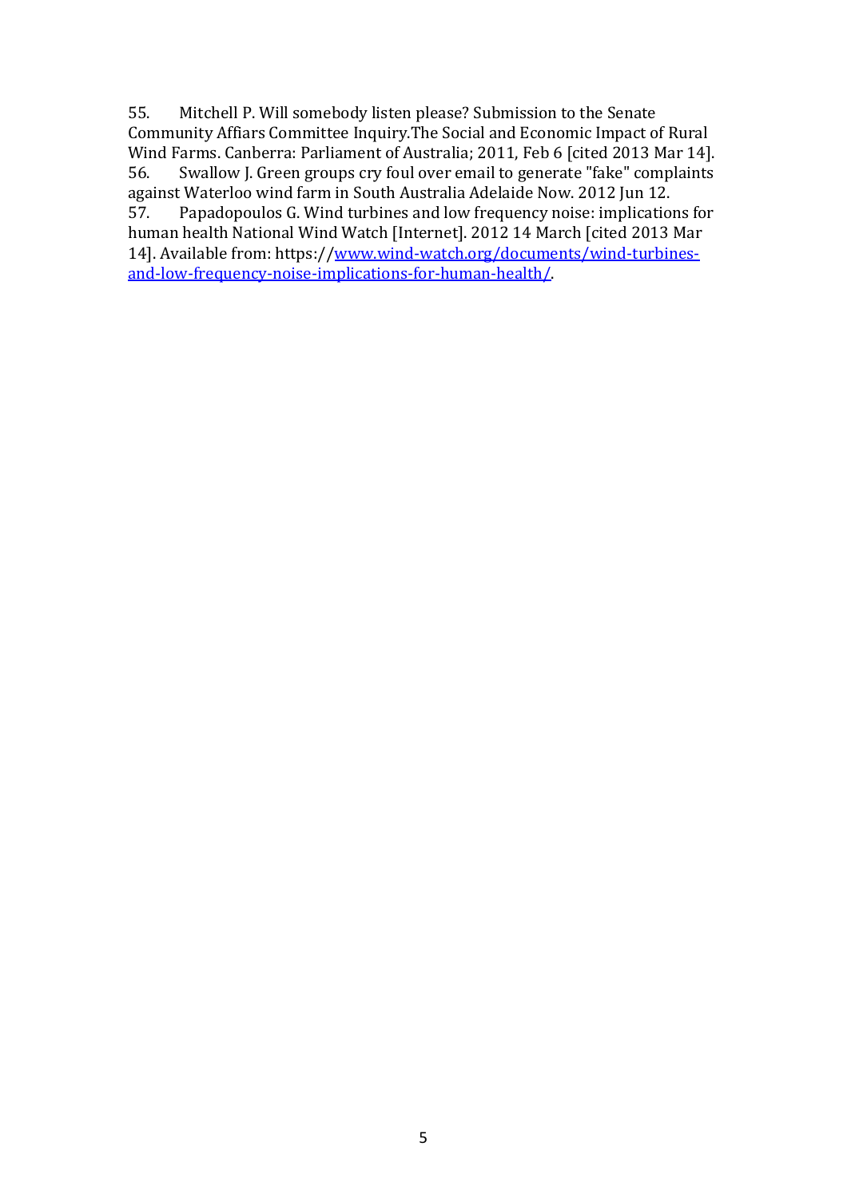55. Mitchell P. Will somebody listen please? Submission to the Senate Community Affiars Committee Inquiry.The Social and Economic Impact of Rural Wind Farms. Canberra: Parliament of Australia; 2011, Feb 6 [cited 2013 Mar 14].
56. Swallow J. Green groups cry foul over email to generate "fake" complaints against Waterloo wind farm in South Australia Adelaide Now. 2012 Jun 12.
57. Papadopoulos G. Wind turbines and low frequency noise: implications for human health National Wind Watch [Internet]. 2012 14 March [cited 2013 Mar 14]. Available from: https://www.wind-watch.org/documents/wind-turbines-and-low-frequency-noise-implications-for-human-health/.